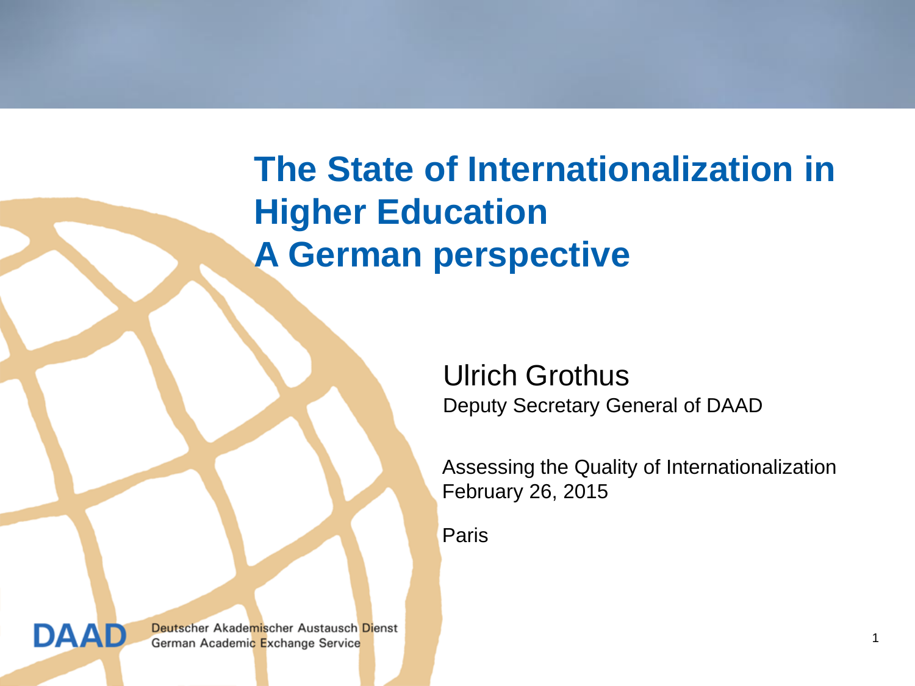# The State of Internationalization in Higher Education
# A German perspective

Ulrich Grothus

Deputy Secretary General of DAAD

Assessing the Quality of Internationalization
February 26, 2015

Paris

DAAD Deutscher Akademischer Austausch Dienst
German Academic Exchange Service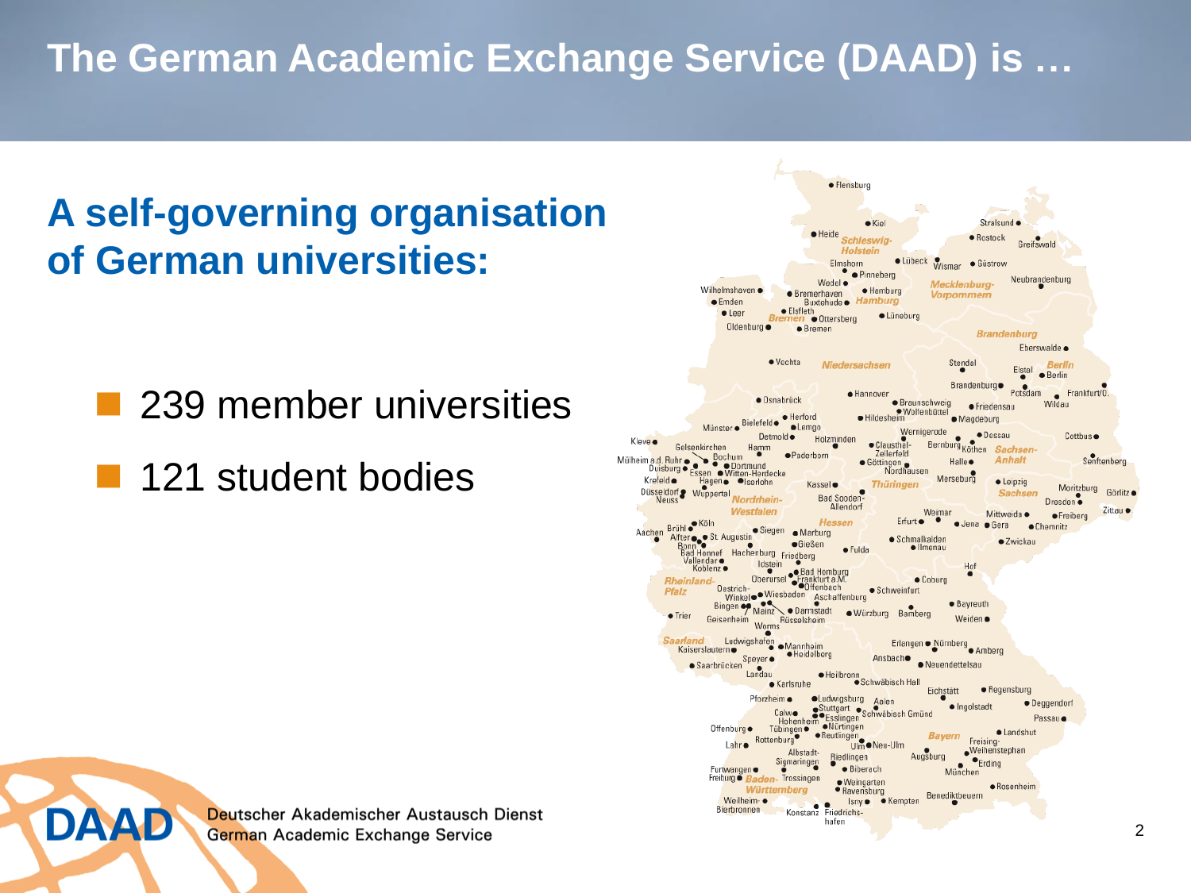# The German Academic Exchange Service (DAAD) is …

## A self-governing organisation of German universities:

- 239 member universities
- 121 student bodies

DAAD Deutscher Akademischer Austausch Dienst German Academic Exchange Service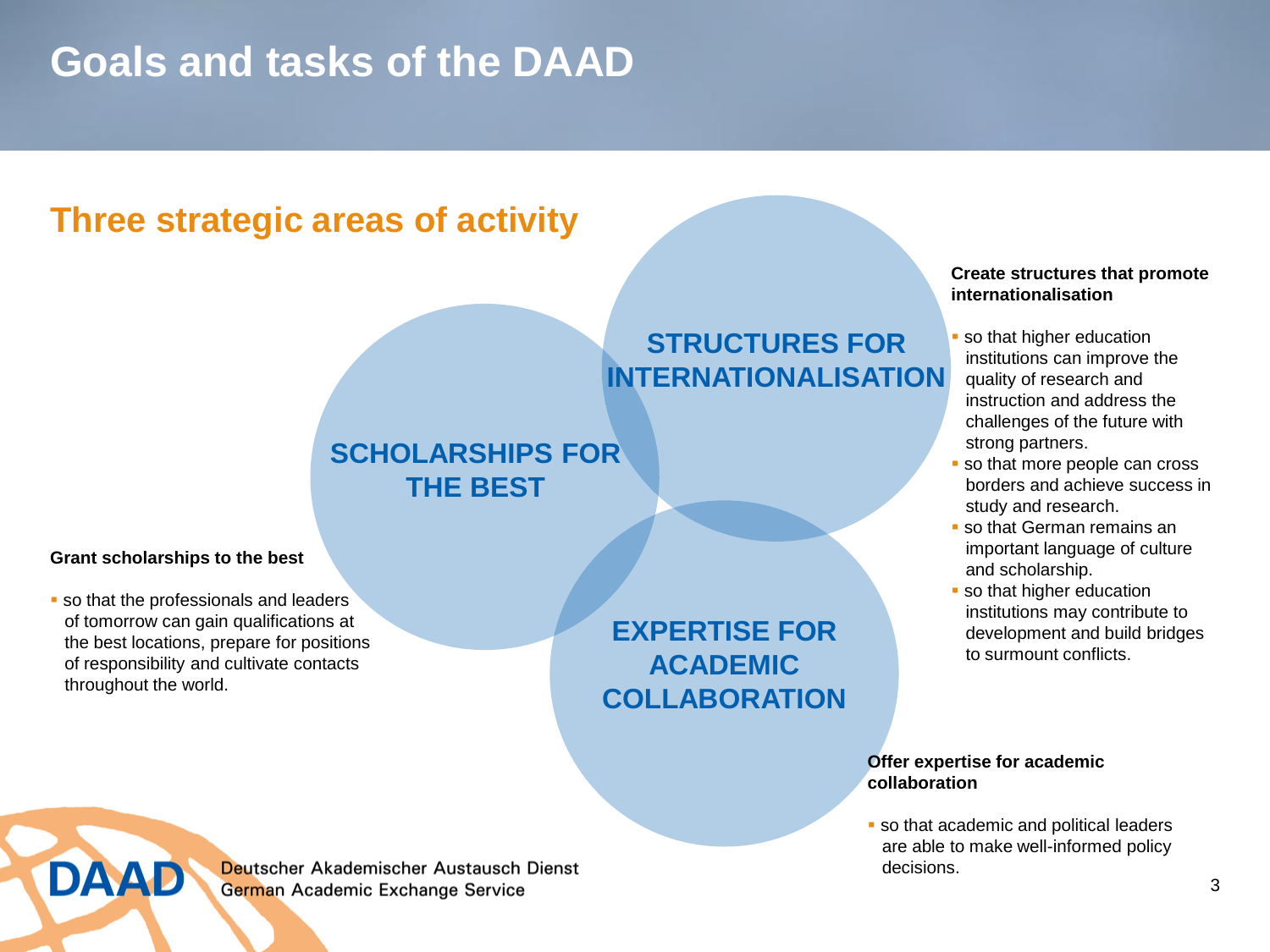# Goals and tasks of the DAAD

## Three strategic areas of activity

SCHOLARSHIPS FOR THE BEST

STRUCTURES FOR INTERNATIONALISATION

EXPERTISE FOR ACADEMIC COLLABORATION

**Grant scholarships to the best**

- so that the professionals and leaders of tomorrow can gain qualifications at the best locations, prepare for positions of responsibility and cultivate contacts throughout the world.

**Create structures that promote internationalisation**

- so that higher education institutions can improve the quality of research and instruction and address the challenges of the future with strong partners.
- so that more people can cross borders and achieve success in study and research.
- so that German remains an important language of culture and scholarship.
- so that higher education institutions may contribute to development and build bridges to surmount conflicts.

**Offer expertise for academic collaboration**

- so that academic and political leaders are able to make well-informed policy decisions.

DAAD Deutscher Akademischer Austausch Dienst
German Academic Exchange Service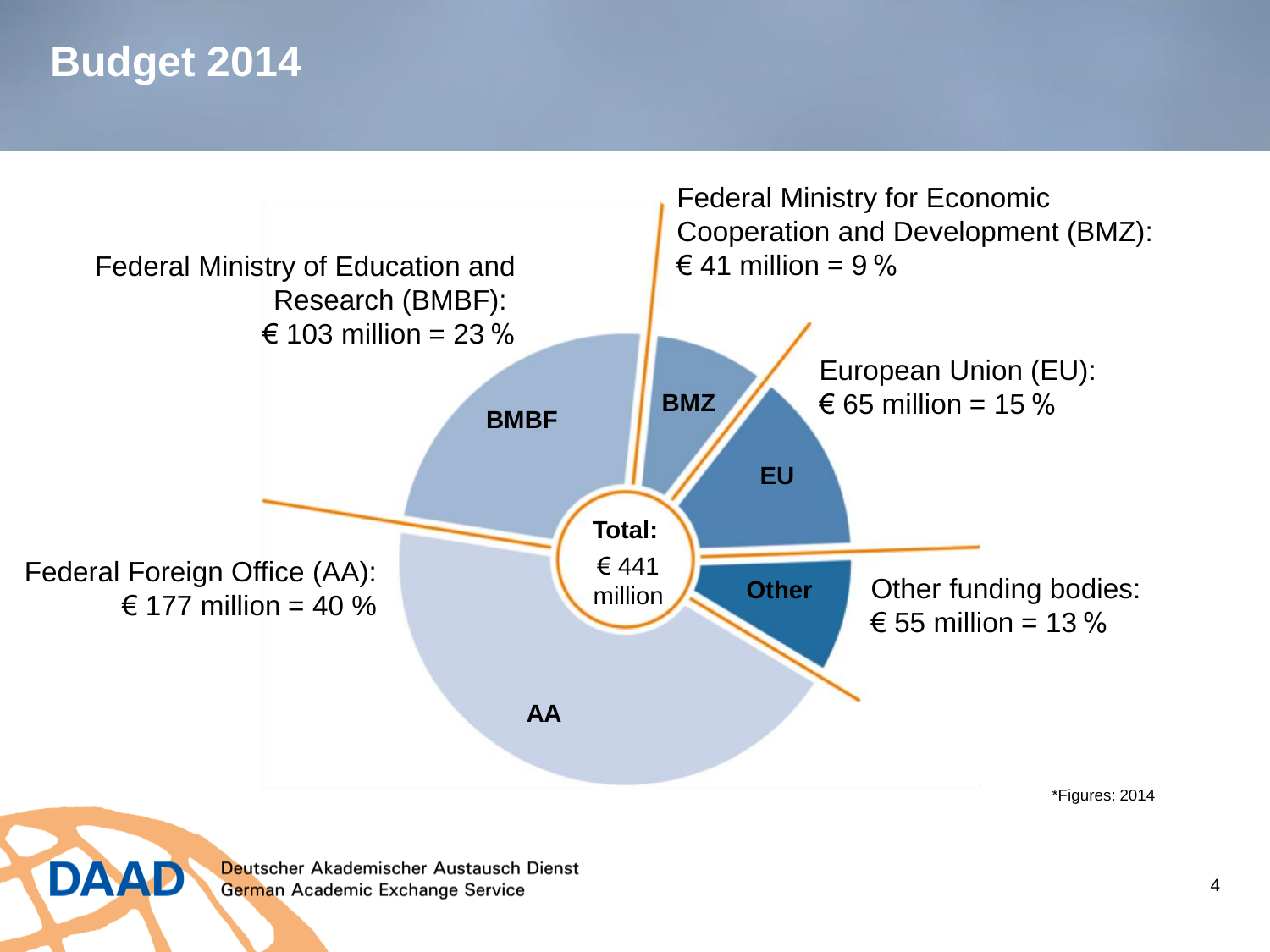# Budget 2014

Federal Ministry of Education and Research (BMBF):
€ 103 million = 23 %

Federal Ministry for Economic Cooperation and Development (BMZ):
€ 41 million = 9 %

European Union (EU):
€ 65 million = 15 %

Other funding bodies:
€ 55 million = 13 %

Federal Foreign Office (AA):
€ 177 million = 40 %

BMBF

BMZ

EU

Other

AA

**Total:**
€ 441 million

*Figures: 2014

Deutscher Akademischer Austausch Dienst
German Academic Exchange Service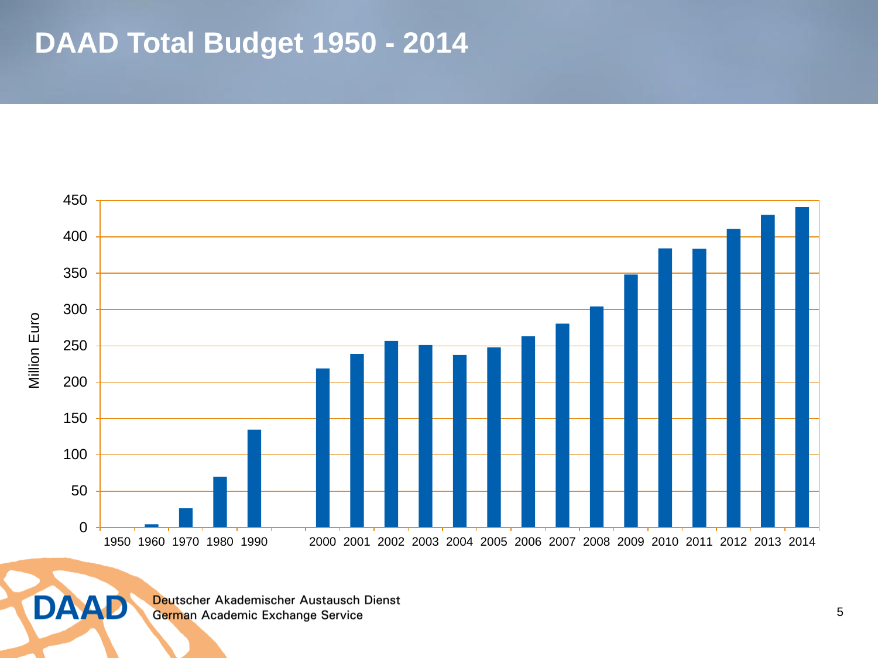# DAAD Total Budget 1950 - 2014

Million Euro

450
400
350
300
250
200
150
100
50
0

1950 1960 1970 1980 1990 2000 2001 2002 2003 2004 2005 2006 2007 2008 2009 2010 2011 2012 2013 2014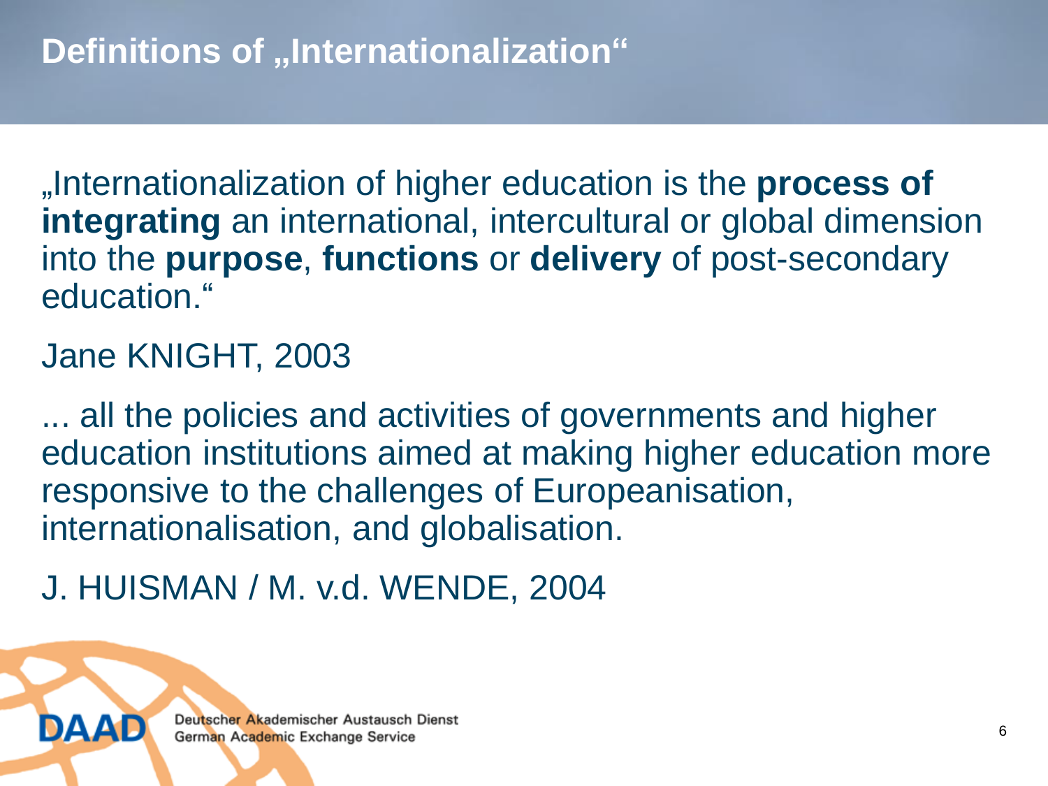# Definitions of „Internationalization“

„Internationalization of higher education is the **process of integrating** an international, intercultural or global dimension into the **purpose**, **functions** or **delivery** of post-secondary education.“

Jane KNIGHT, 2003

... all the policies and activities of governments and higher education institutions aimed at making higher education more responsive to the challenges of Europeanisation, internationalisation, and globalisation.

J. HUISMAN / M. v.d. WENDE, 2004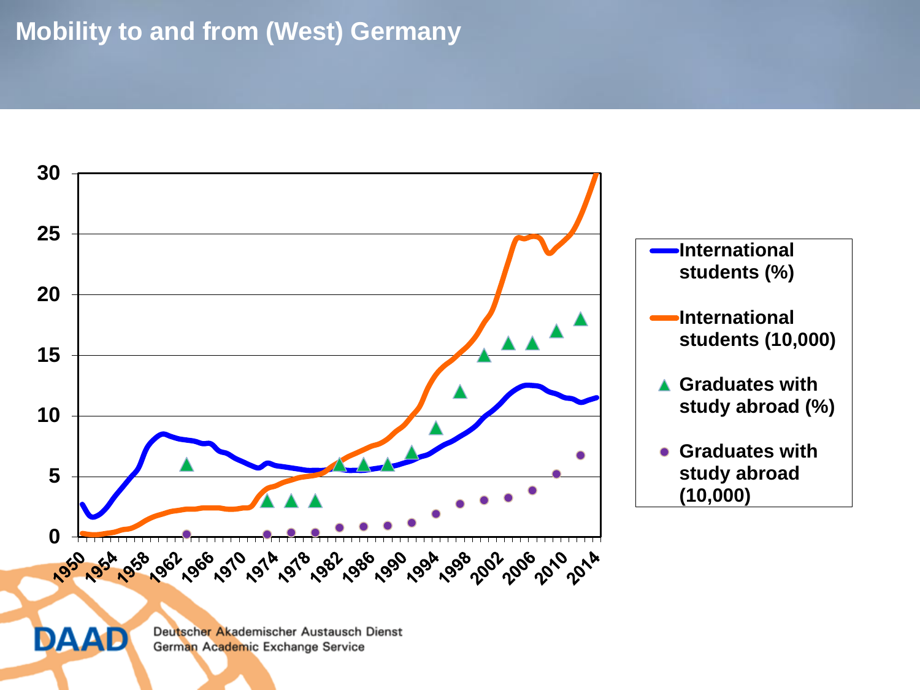# Mobility to and from (West) Germany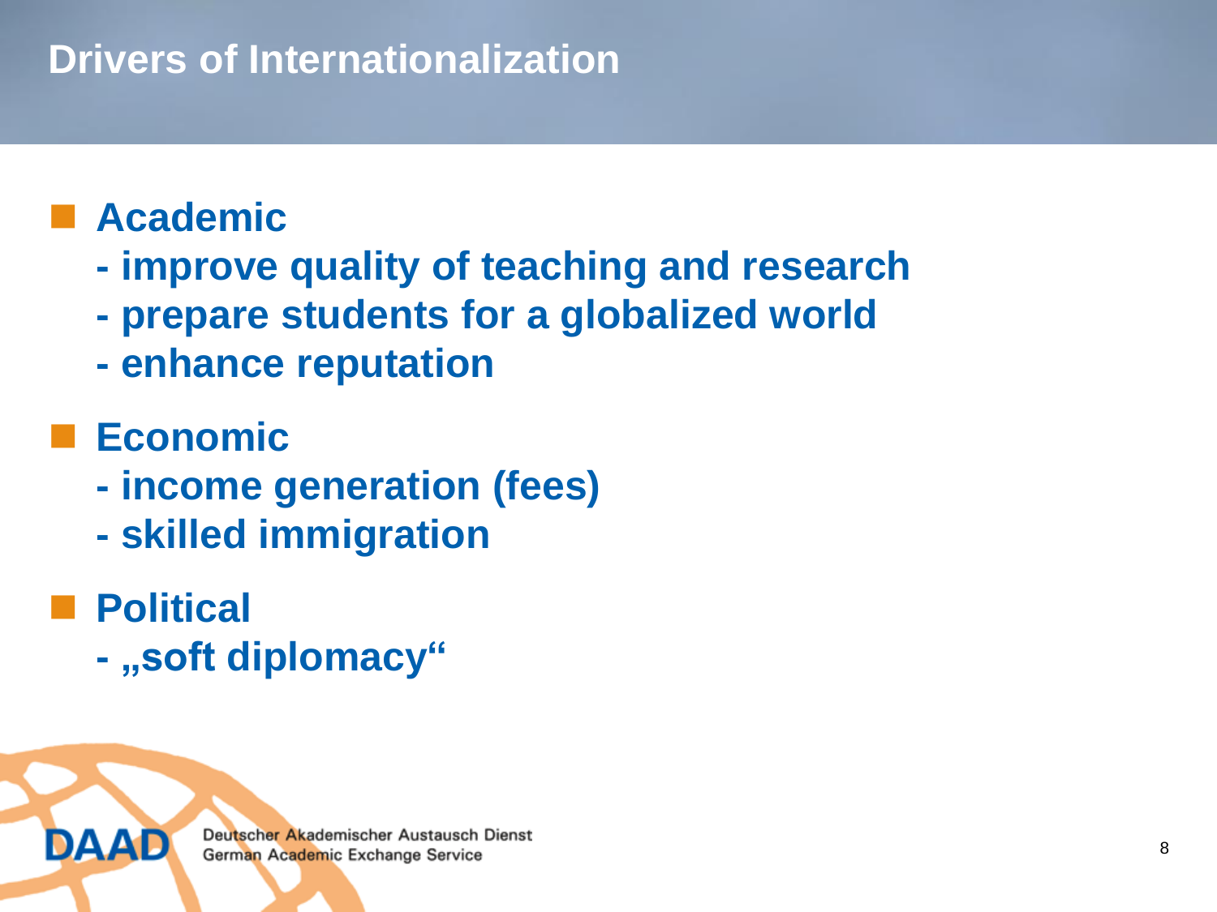# Drivers of Internationalization

- **Academic**
  - improve quality of teaching and research
  - prepare students for a globalized world
  - enhance reputation
- **Economic**
  - income generation (fees)
  - skilled immigration
- **Political**
  - „soft diplomacy“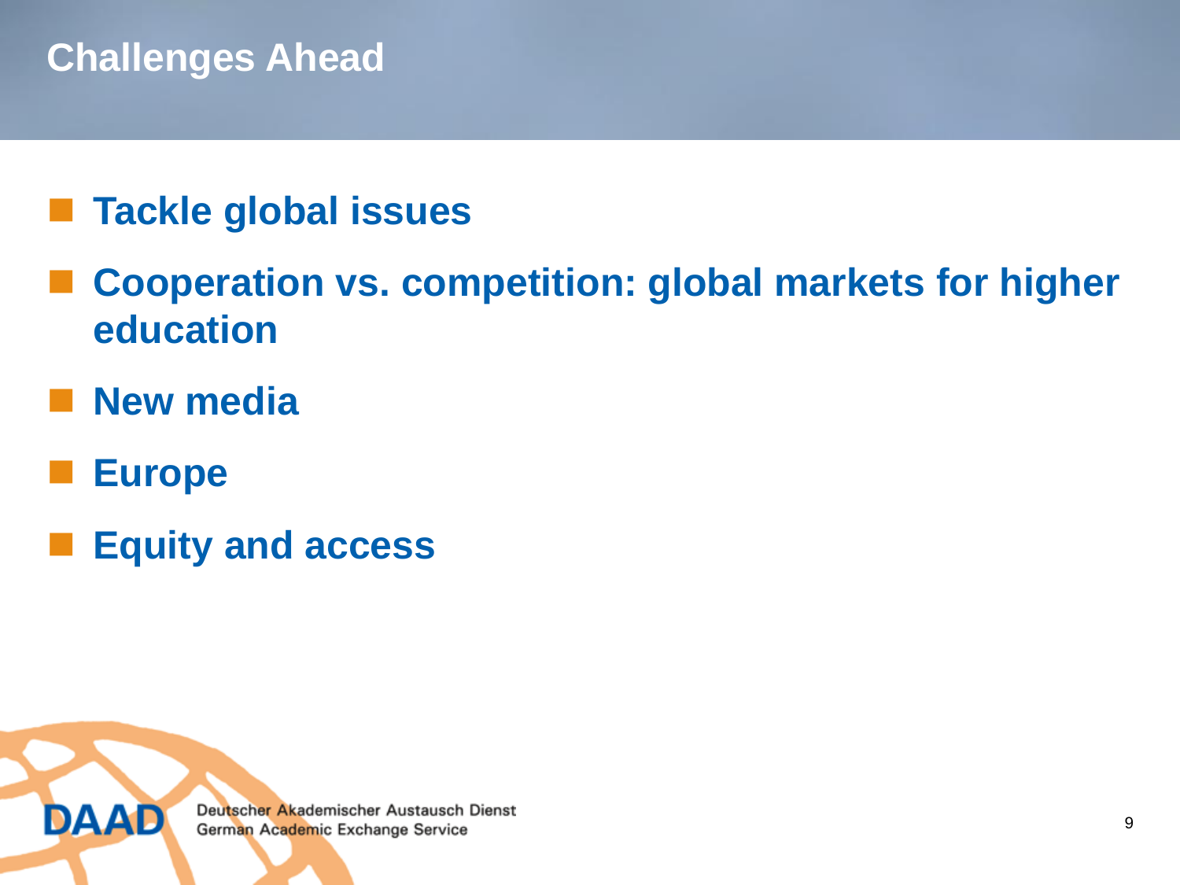# Challenges Ahead

- **Tackle global issues**
- **Cooperation vs. competition: global markets for higher education**
- **New media**
- **Europe**
- **Equity and access**

DAAD Deutscher Akademischer Austausch Dienst
German Academic Exchange Service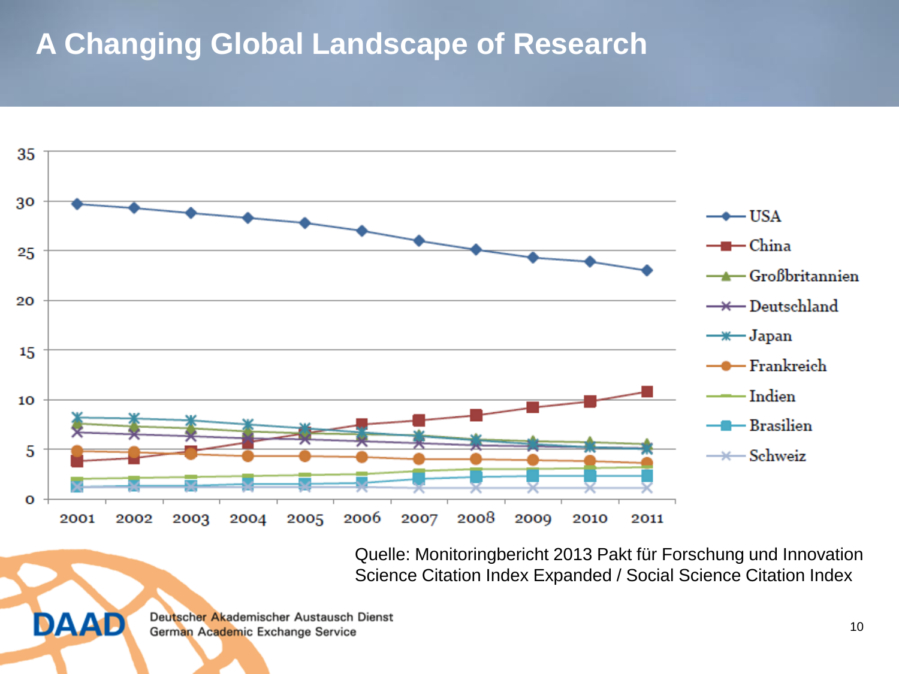# A Changing Global Landscape of Research

Quelle: Monitoringbericht 2013 Pakt für Forschung und Innovation
Science Citation Index Expanded / Social Science Citation Index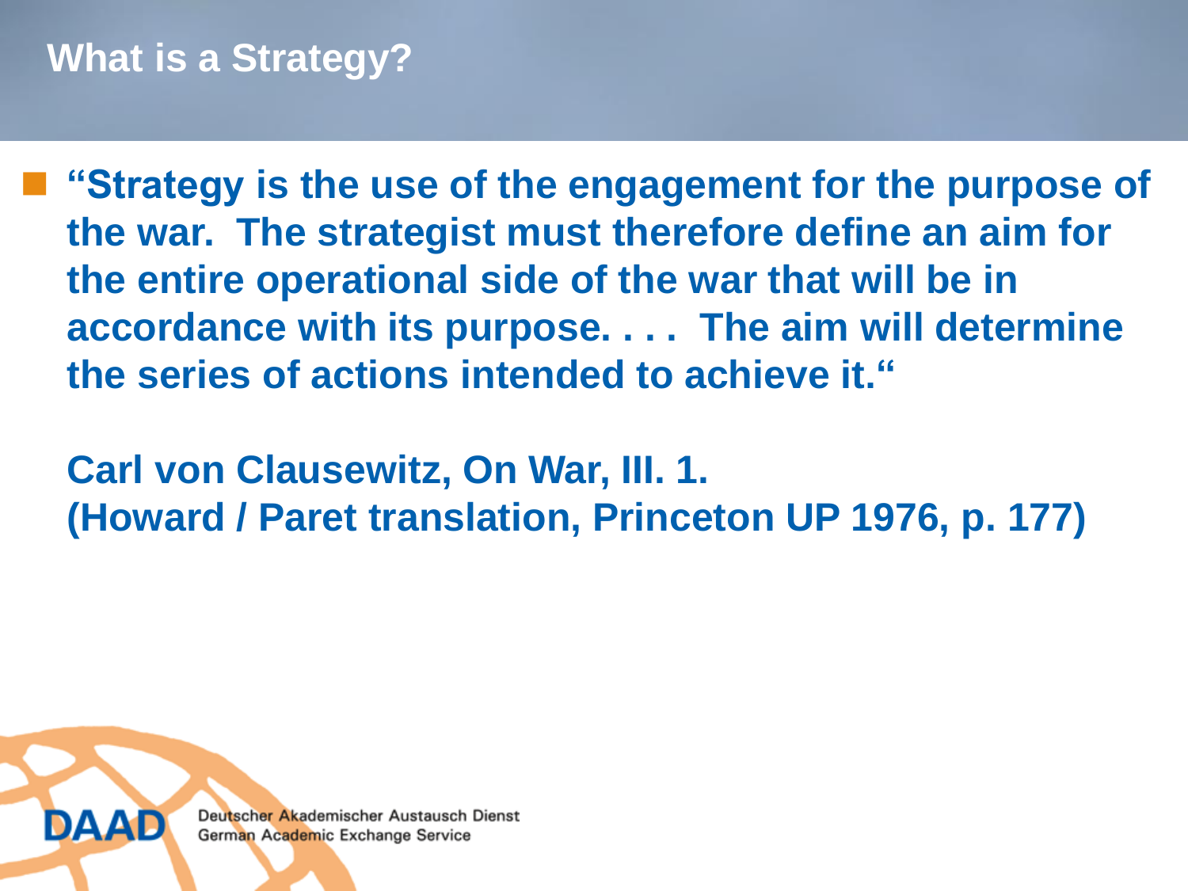## What is a Strategy?

- **"Strategy is the use of the engagement for the purpose of the war. The strategist must therefore define an aim for the entire operational side of the war that will be in accordance with its purpose. . . . The aim will determine the series of actions intended to achieve it."**

  **Carl von Clausewitz, On War, III. 1.**
  **(Howard / Paret translation, Princeton UP 1976, p. 177)**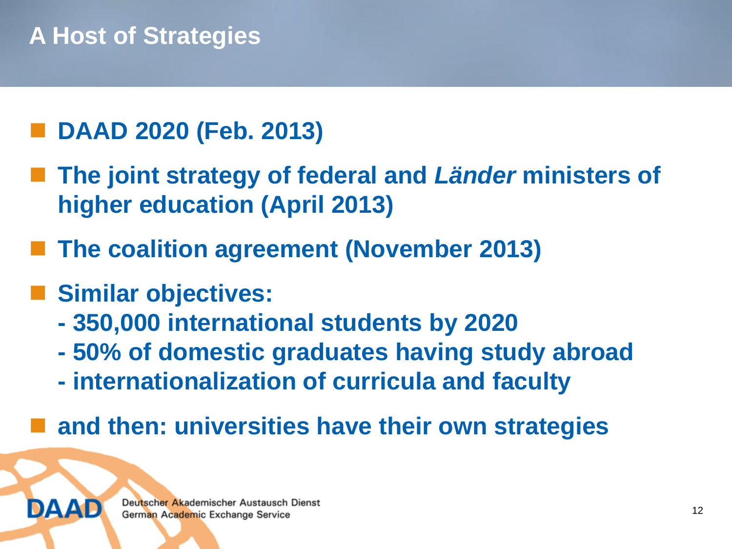# A Host of Strategies

- **DAAD 2020 (Feb. 2013)**
- **The joint strategy of federal and *Länder* ministers of higher education (April 2013)**
- **The coalition agreement (November 2013)**
- **Similar objectives:**
  - **350,000 international students by 2020**
  - **50% of domestic graduates having study abroad**
  - **internationalization of curricula and faculty**
- **and then: universities have their own strategies**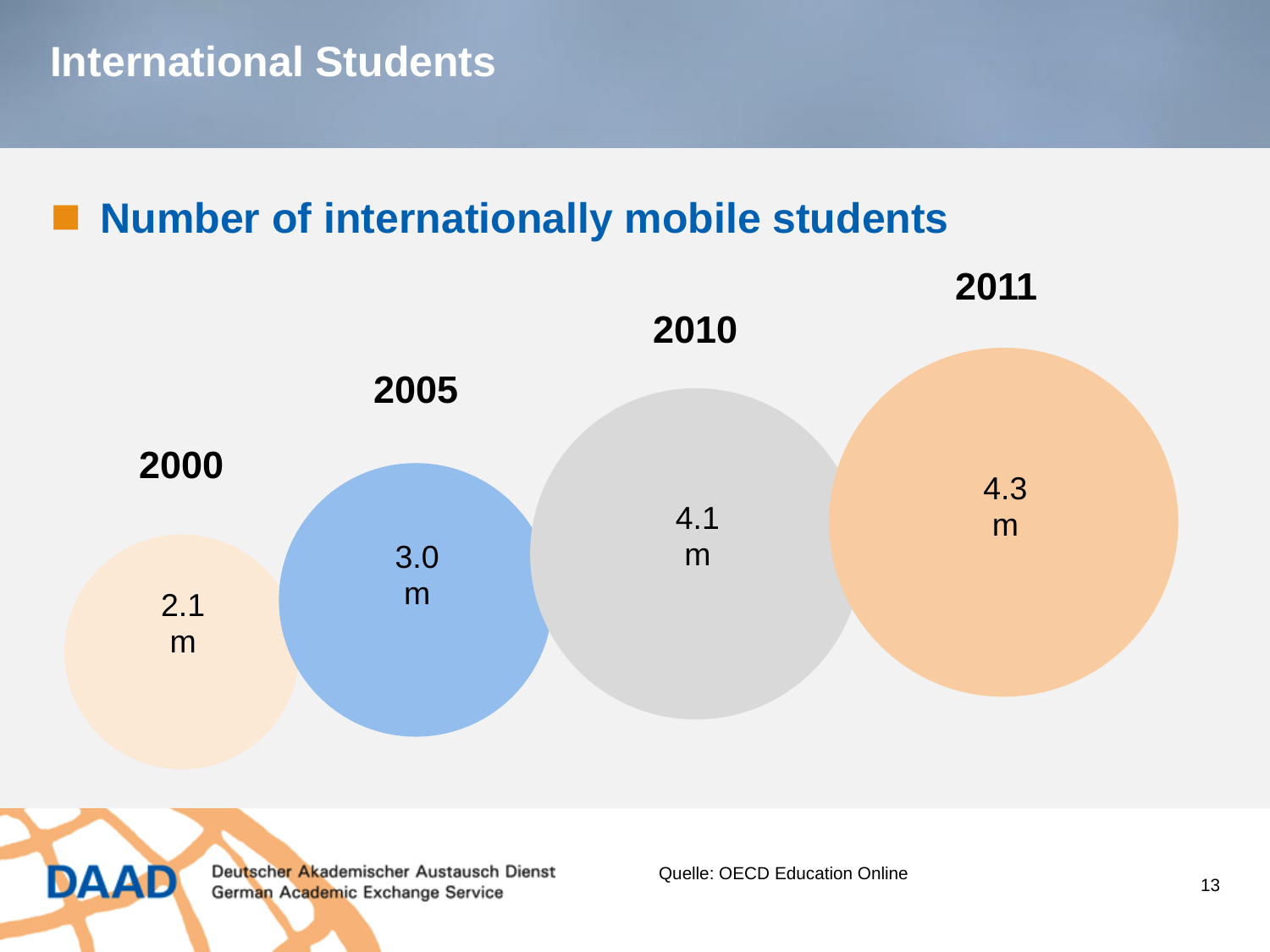# International Students

## Number of internationally mobile students

| 2000 | 2005 | 2010 | 2011 |
|---|---|---|---|
| 2.1 m | 3.0 m | 4.1 m | 4.3 m |

Quelle: OECD Education Online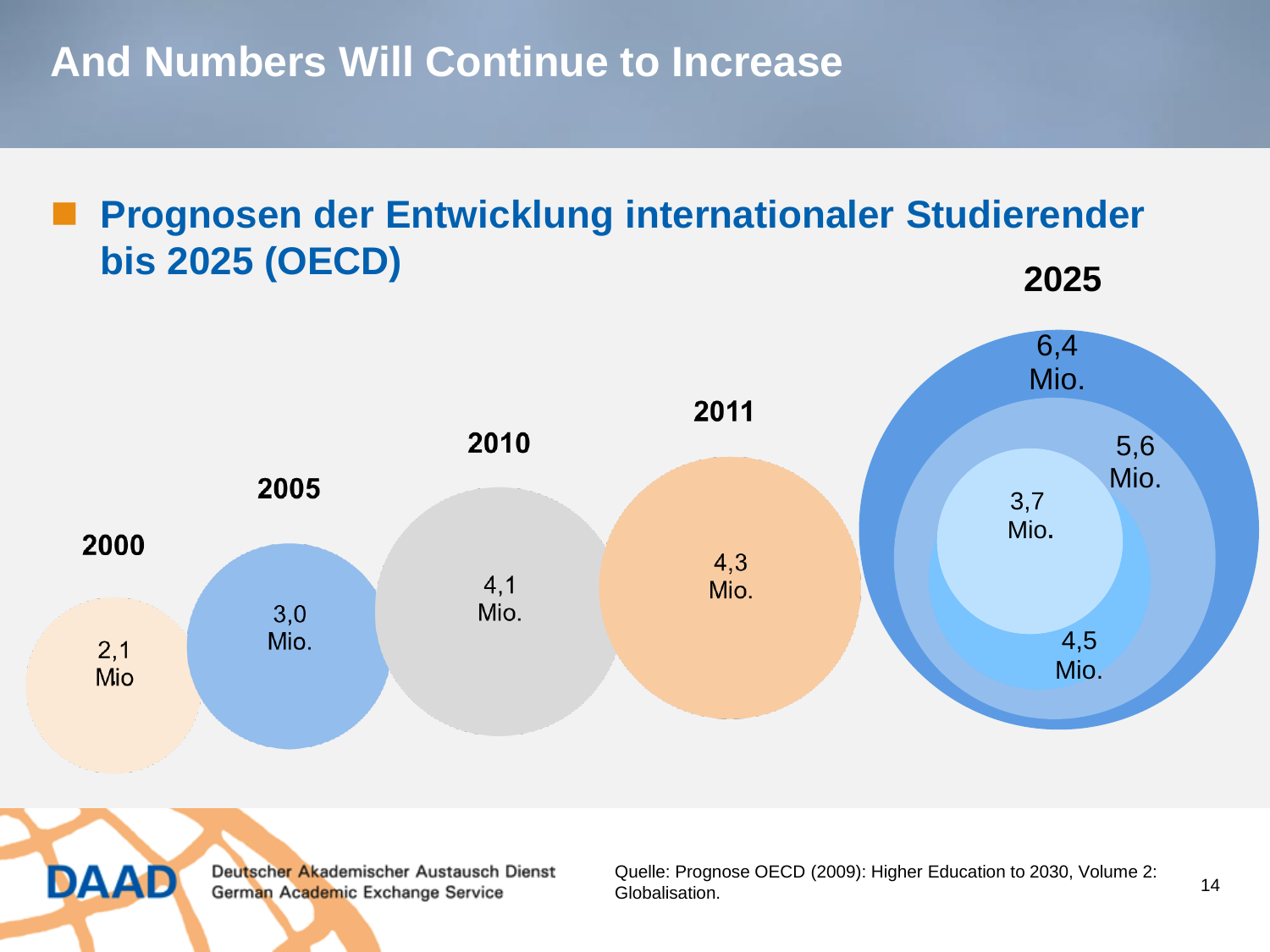# And Numbers Will Continue to Increase

- **Prognosen der Entwicklung internationaler Studierender bis 2025 (OECD)**

| Jahr | Internationale Studierende |
| --- | --- |
| 2000 | 2,1 Mio |
| 2005 | 3,0 Mio. |
| 2010 | 4,1 Mio. |
| 2011 | 4,3 Mio. |
| 2025 | 3,7 Mio. / 4,5 Mio. / 5,6 Mio. / 6,4 Mio. |

Quelle: Prognose OECD (2009): Higher Education to 2030, Volume 2: Globalisation.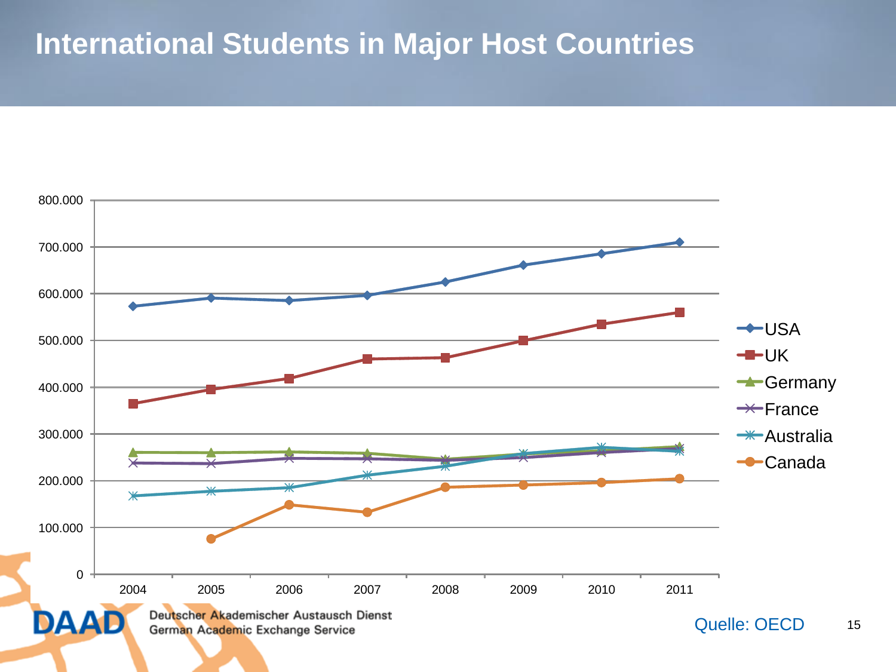# International Students in Major Host Countries

800.000
700.000
600.000
500.000
400.000
300.000
200.000
100.000
0

2004 2005 2006 2007 2008 2009 2010 2011

USA
UK
Germany
France
Australia
Canada

Quelle: OECD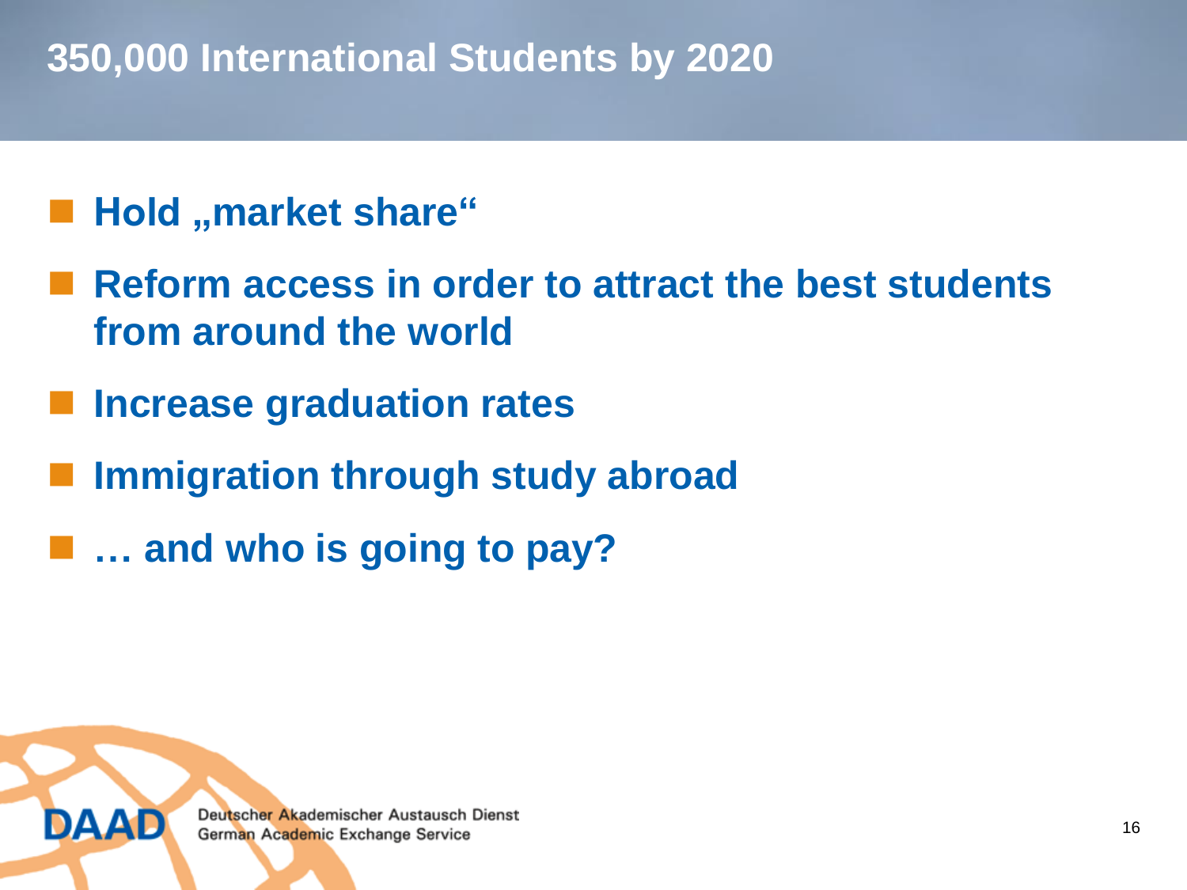# 350,000 International Students by 2020

- **Hold „market share“**
- **Reform access in order to attract the best students from around the world**
- **Increase graduation rates**
- **Immigration through study abroad**
- **… and who is going to pay?**

DAAD Deutscher Akademischer Austausch Dienst
German Academic Exchange Service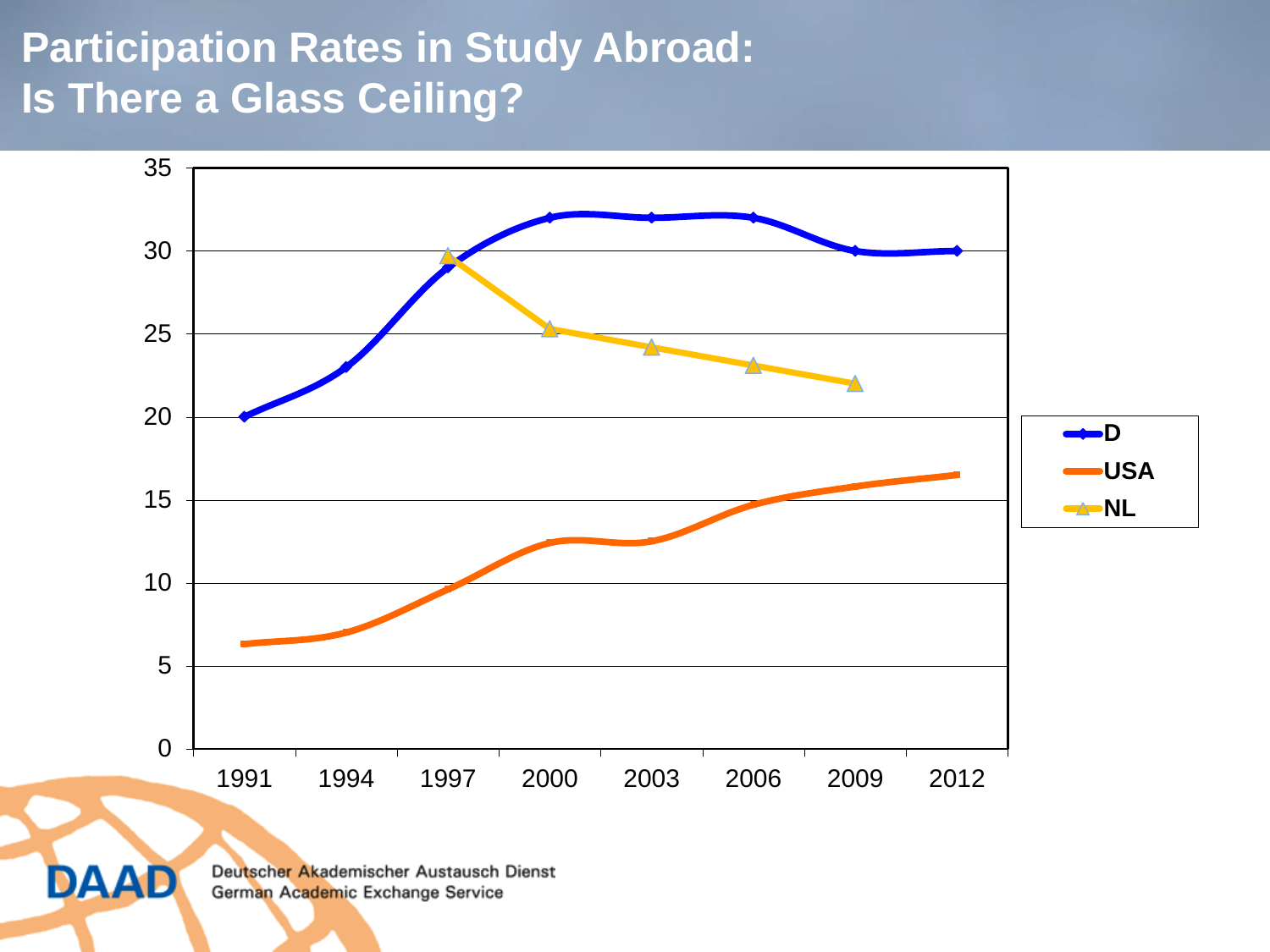# Participation Rates in Study Abroad: Is There a Glass Ceiling?

| Year | D | USA | NL |
|---|---|---|---|
| 1991 | 20 | 6.3 | |
| 1994 | 23 | 7 | |
| 1997 | 29 | 9.7 | 29.7 |
| 2000 | 32 | 12.4 | 25.3 |
| 2003 | 32 | 12.6 | 24.2 |
| 2006 | 32 | 14.7 | 23.1 |
| 2009 | 30 | 15.8 | 22 |
| 2012 | 30 | 16.5 | |

Deutscher Akademischer Austausch Dienst
German Academic Exchange Service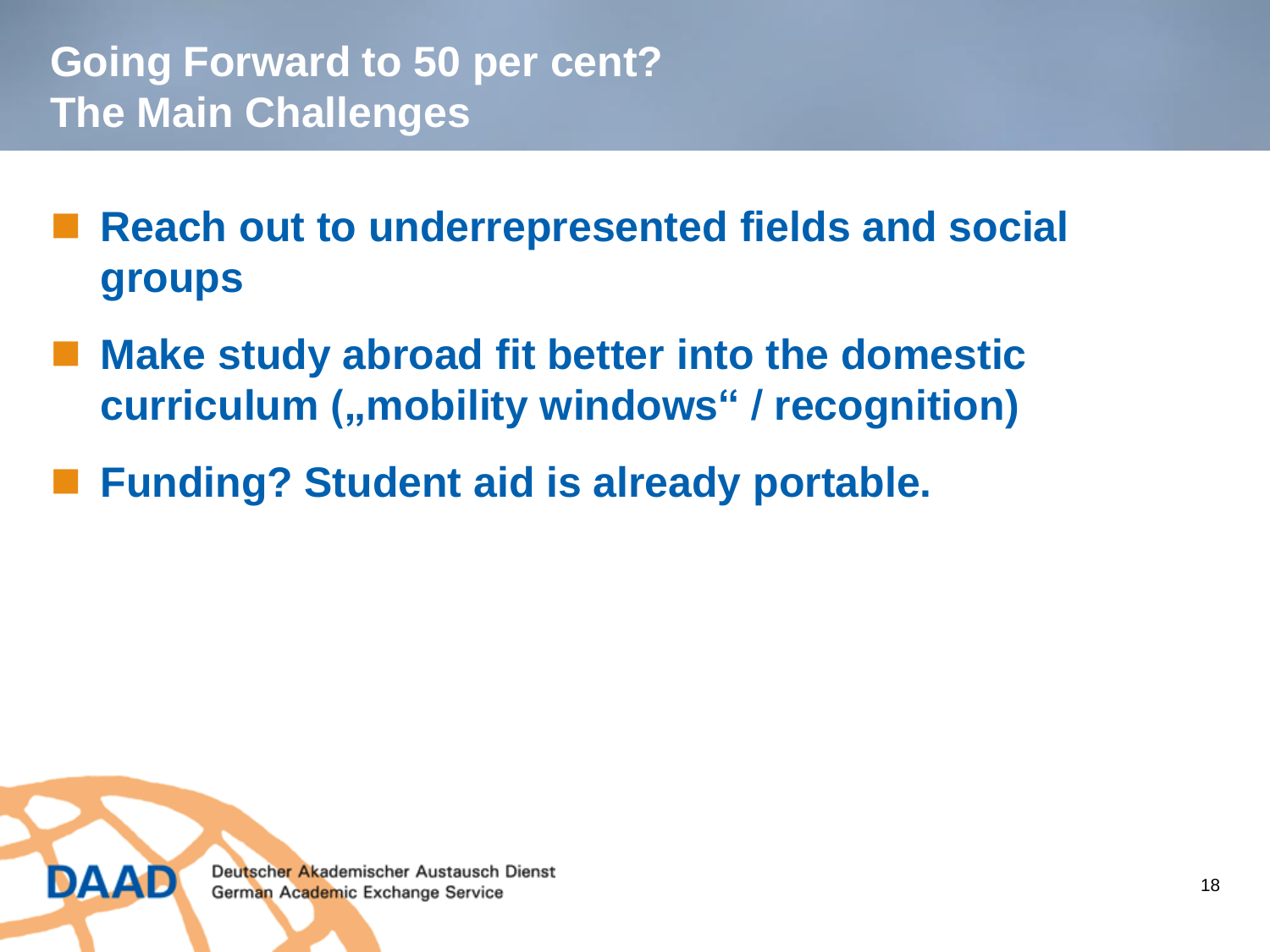# Going Forward to 50 per cent?
# The Main Challenges

- **Reach out to underrepresented fields and social groups**
- **Make study abroad fit better into the domestic curriculum („mobility windows" / recognition)**
- **Funding? Student aid is already portable.**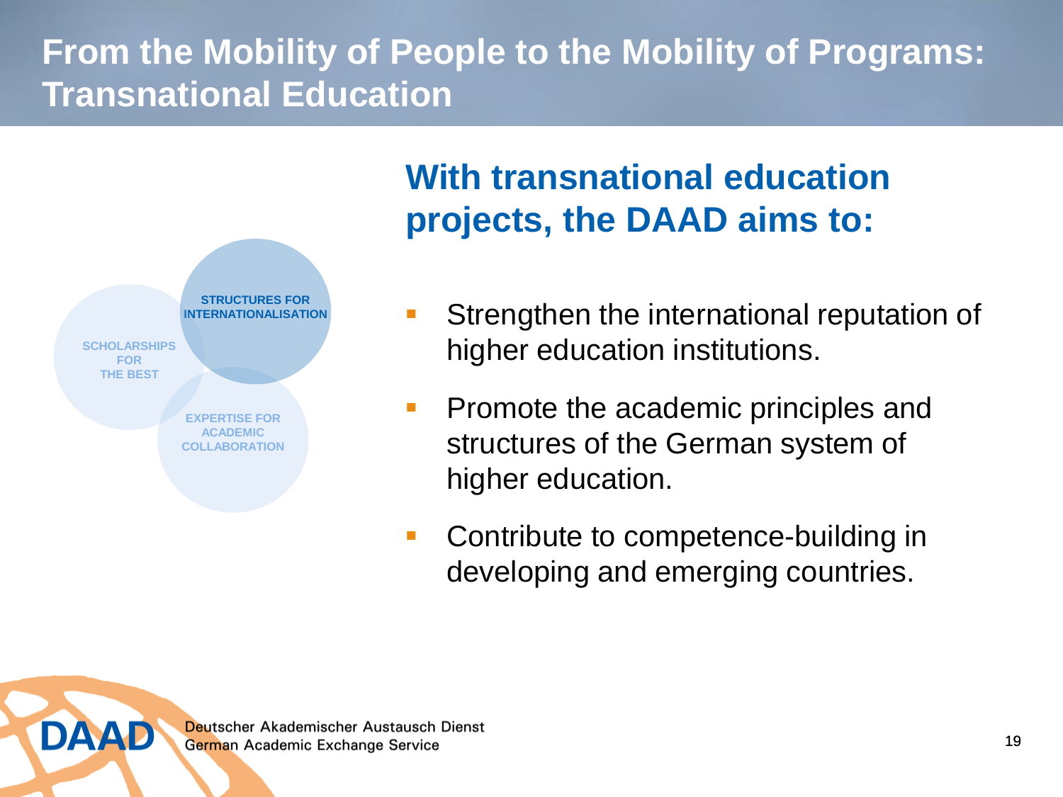# From the Mobility of People to the Mobility of Programs: Transnational Education

STRUCTURES FOR INTERNATIONALISATION

SCHOLARSHIPS FOR THE BEST

EXPERTISE FOR ACADEMIC COLLABORATION

## With transnational education projects, the DAAD aims to:

- Strengthen the international reputation of higher education institutions.
- Promote the academic principles and structures of the German system of higher education.
- Contribute to competence-building in developing and emerging countries.

DAAD Deutscher Akademischer Austausch Dienst
German Academic Exchange Service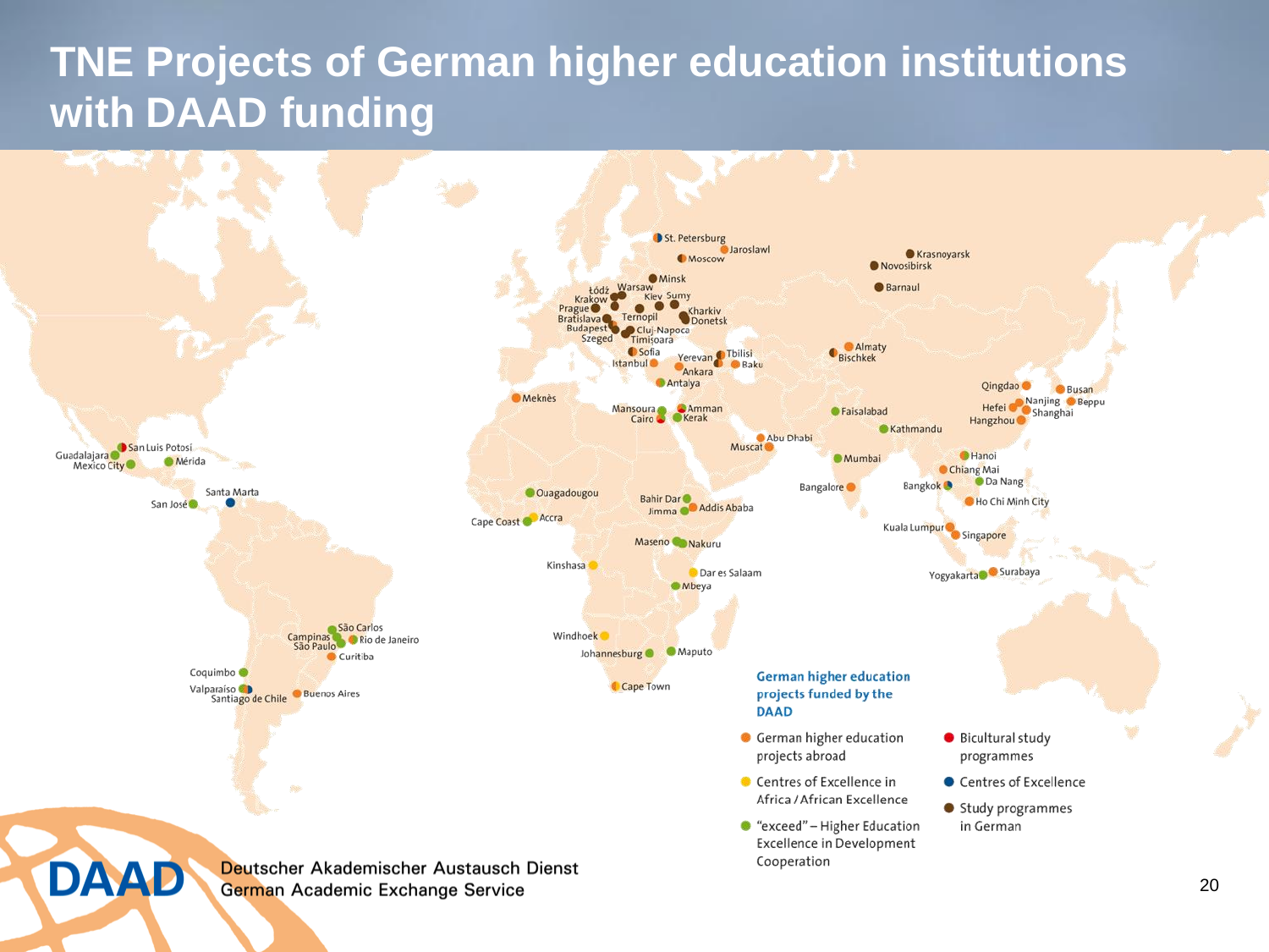# TNE Projects of German higher education institutions with DAAD funding

St. Petersburg, Jaroslawl, Moscow, Minsk, Łódź, Warsaw, Krakow, Kiev, Sumy, Prague, Bratislava, Kharkiv, Donetsk, Ternopil, Budapest, Cluj-Napoca, Szeged, Timișoara, Sofia, Istanbul, Yerevan, Tbilisi, Baku, Ankara, Antalya, Krasnoyarsk, Novosibirsk, Barnaul, Almaty, Bischkek, Meknès, Mansoura, Cairo, Amman, Kerak, Abu Dhabi, Muscat, Faisalabad, Kathmandu, Qingdao, Busan, Nanjing, Beppu, Hefei, Shanghai, Hangzhou, Hanoi, Chiang Mai, Da Nang, Bangkok, Ho Chi Minh City, Mumbai, Bangalore, Kuala Lumpur, Singapore, Yogyakarta, Surabaya, San Luis Potosi, Guadalajara, Mexico City, Mérida, San José, Santa Marta, Ouagadougou, Cape Coast, Accra, Bahir Dar, Jimma, Addis Ababa, Maseno, Nakuru, Kinshasa, Dar es Salaam, Mbeya, Windhoek, Johannesburg, Maputo, Cape Town, São Carlos, Campinas, São Paulo, Rio de Janeiro, Curitiba, Coquimbo, Valparaíso, Santiago de Chile, Buenos Aires

**German higher education projects funded by the DAAD**

- German higher education projects abroad
- Centres of Excellence in Africa / African Excellence
- "exceed" – Higher Education Excellence in Development Cooperation
- Bicultural study programmes
- Centres of Excellence
- Study programmes in German

DAAD Deutscher Akademischer Austausch Dienst German Academic Exchange Service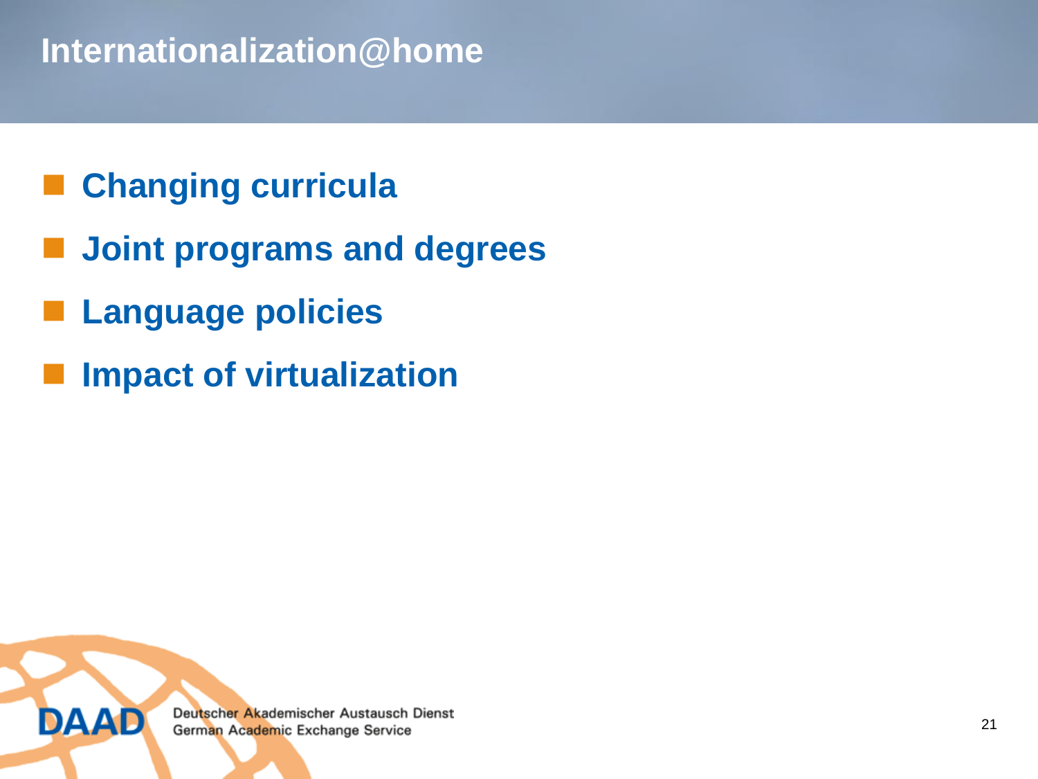# Internationalization@home

- Changing curricula
- Joint programs and degrees
- Language policies
- Impact of virtualization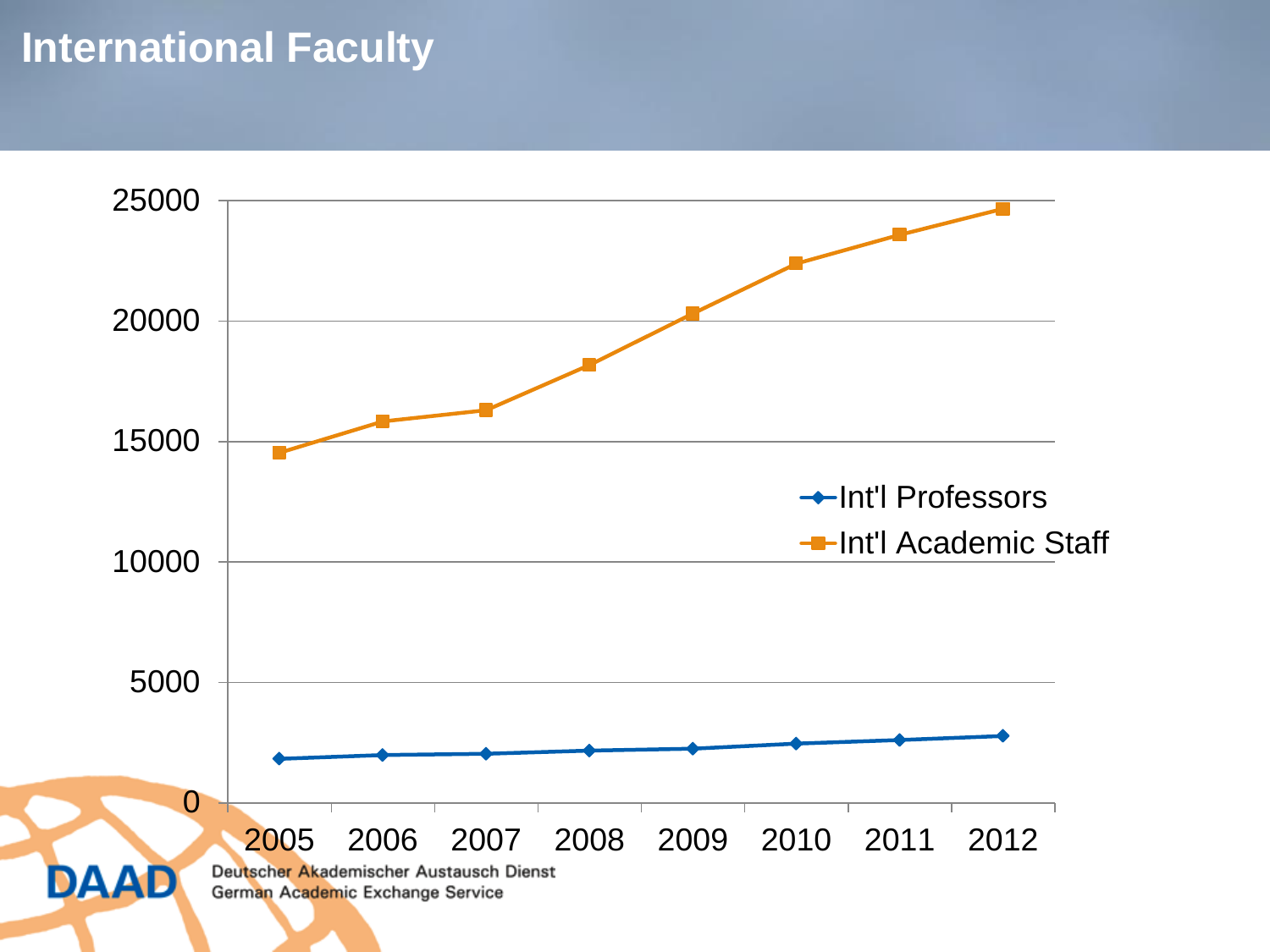# International Faculty

- Int'l Professors
- Int'l Academic Staff

2005 2006 2007 2008 2009 2010 2011 2012

0 5000 10000 15000 20000 25000

DAAD Deutscher Akademischer Austausch Dienst German Academic Exchange Service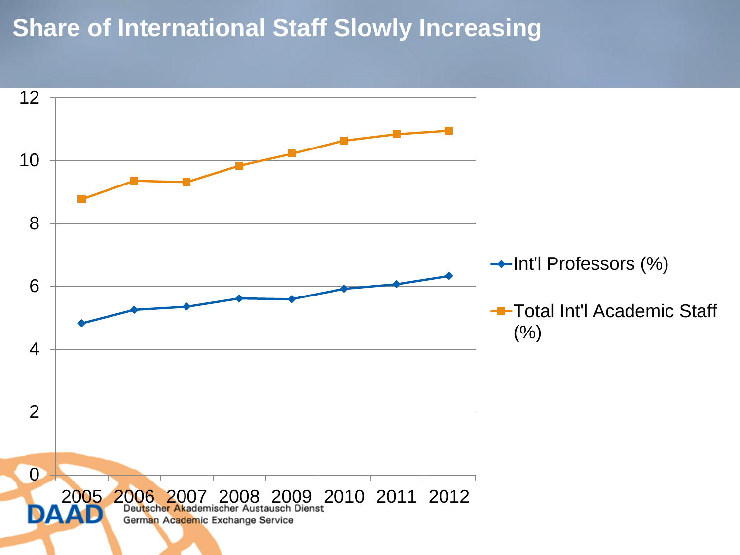# Share of International Staff Slowly Increasing

| Year | Int'l Professors (%) | Total Int'l Academic Staff (%) |
|---|---|---|
| 2005 | 4.8 | 8.8 |
| 2006 | 5.3 | 9.4 |
| 2007 | 5.4 | 9.3 |
| 2008 | 5.6 | 9.8 |
| 2009 | 5.6 | 10.2 |
| 2010 | 5.9 | 10.6 |
| 2011 | 6.1 | 10.8 |
| 2012 | 6.3 | 10.9 |

DAAD Deutscher Akademischer Austausch Dienst German Academic Exchange Service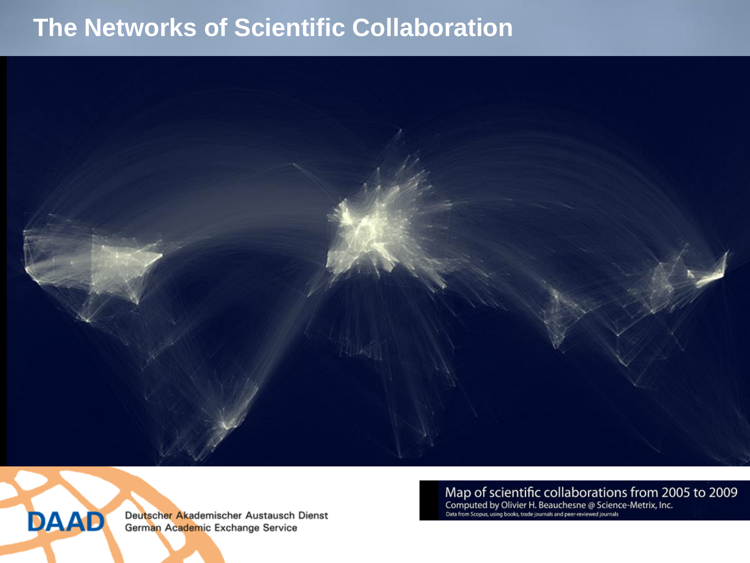# The Networks of Scientific Collaboration

Map of scientific collaborations from 2005 to 2009
Computed by Olivier H. Beauchesne @ Science-Metrix, Inc.
Data from Scopus, using books, trade journals and peer-reviewed journals

DAAD Deutscher Akademischer Austausch Dienst
German Academic Exchange Service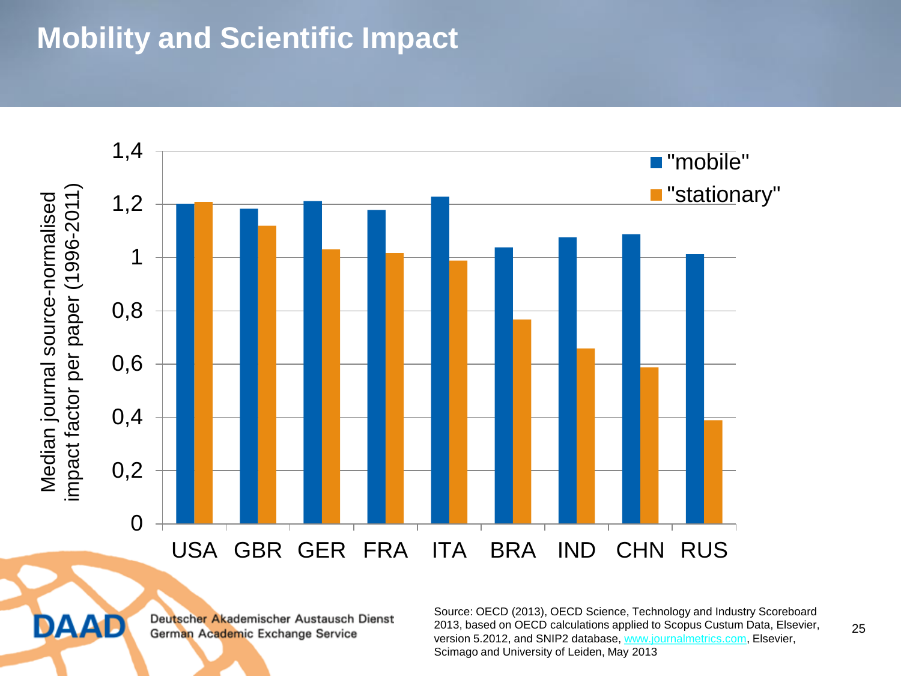# Mobility and Scientific Impact

Median journal source-normalised impact factor per paper (1996-2011)

| | "mobile" | "stationary" |
|---|---|---|
| USA | 1,20 | 1,21 |
| GBR | 1,18 | 1,12 |
| GER | 1,21 | 1,03 |
| FRA | 1,18 | 1,02 |
| ITA | 1,23 | 0,99 |
| BRA | 1,04 | 0,77 |
| IND | 1,08 | 0,66 |
| CHN | 1,09 | 0,59 |
| RUS | 1,01 | 0,39 |

Deutscher Akademischer Austausch Dienst
German Academic Exchange Service

Source: OECD (2013), OECD Science, Technology and Industry Scoreboard 2013, based on OECD calculations applied to Scopus Custum Data, Elsevier, version 5.2012, and SNIP2 database, www.journalmetrics.com, Elsevier, Scimago and University of Leiden, May 2013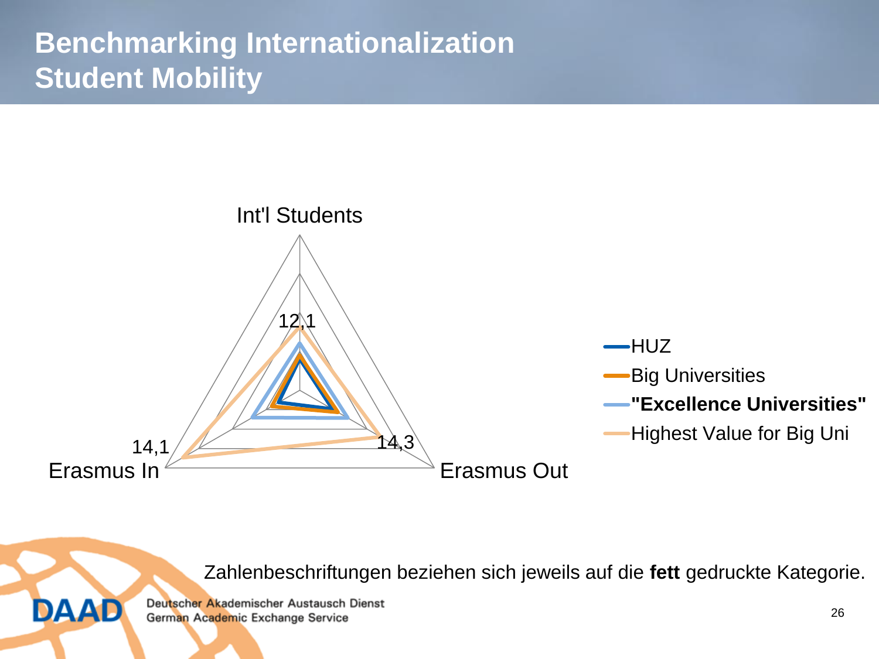# Benchmarking Internationalization Student Mobility

Int'l Students

12,1

14,1

Erasmus In

14,3

Erasmus Out

- HUZ
- Big Universities
- **"Excellence Universities"**
- Highest Value for Big Uni

Zahlenbeschriftungen beziehen sich jeweils auf die **fett** gedruckte Kategorie.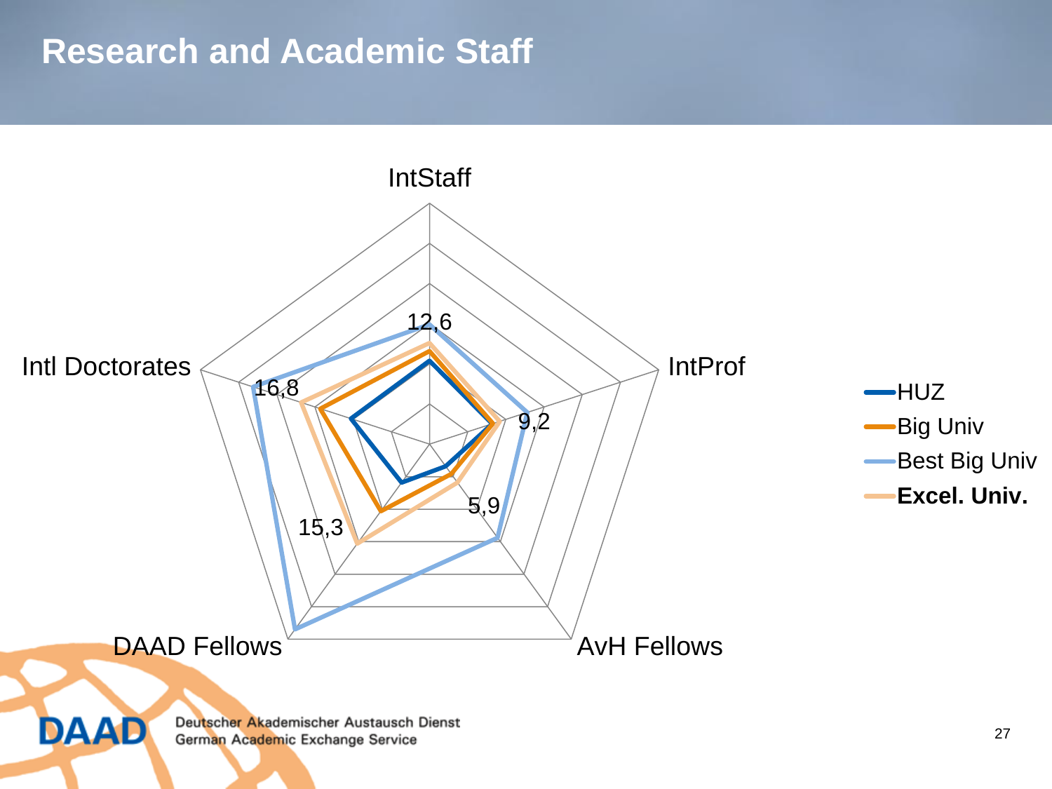# Research and Academic Staff

IntStaff

12,6

IntProf

9,2

AvH Fellows

5,9

DAAD Fellows

15,3

Intl Doctorates

16,8

- HUZ
- Big Univ
- Best Big Univ
- **Excel. Univ.**

DAAD Deutscher Akademischer Austausch Dienst German Academic Exchange Service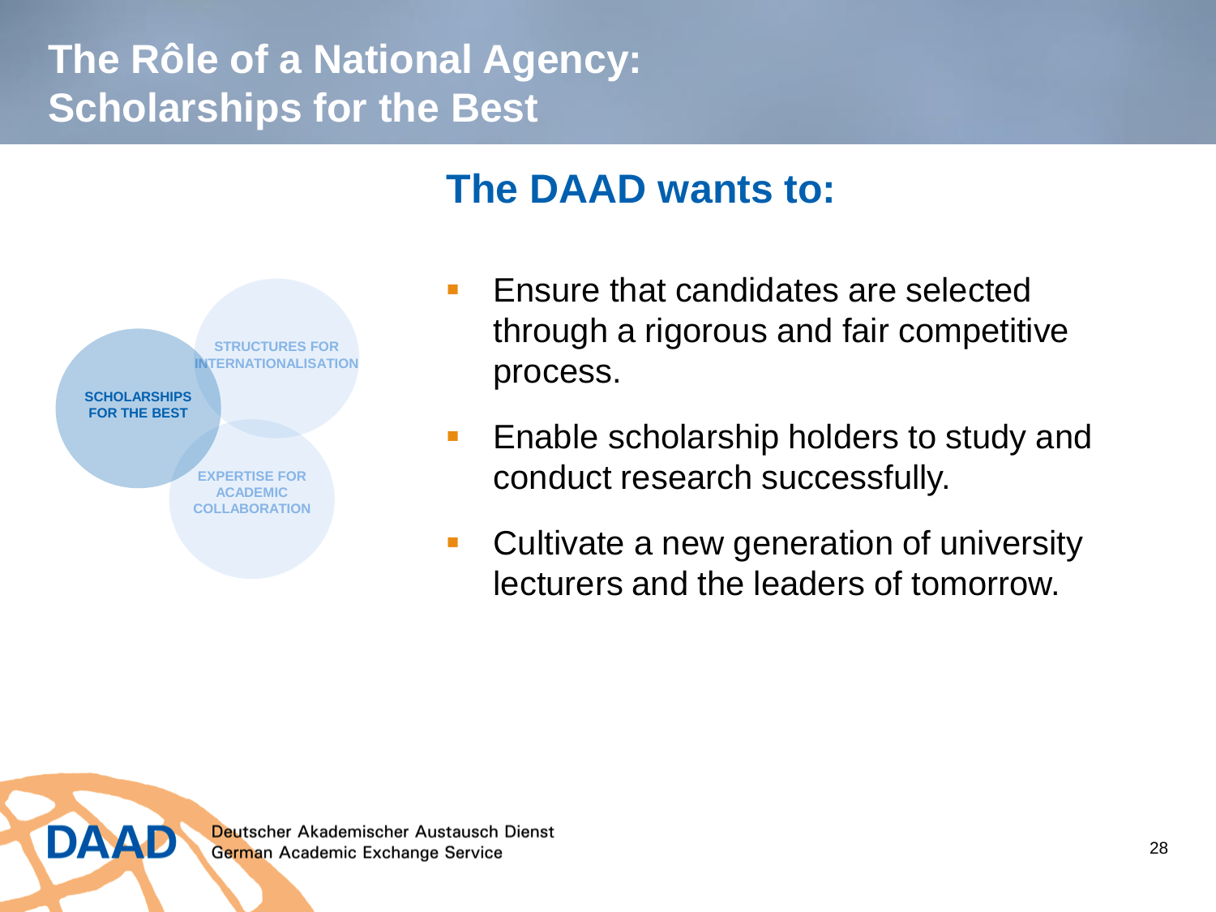# The Rôle of a National Agency: Scholarships for the Best

SCHOLARSHIPS FOR THE BEST

STRUCTURES FOR INTERNATIONALISATION

EXPERTISE FOR ACADEMIC COLLABORATION

## The DAAD wants to:

- Ensure that candidates are selected through a rigorous and fair competitive process.
- Enable scholarship holders to study and conduct research successfully.
- Cultivate a new generation of university lecturers and the leaders of tomorrow.

DAAD Deutscher Akademischer Austausch Dienst
German Academic Exchange Service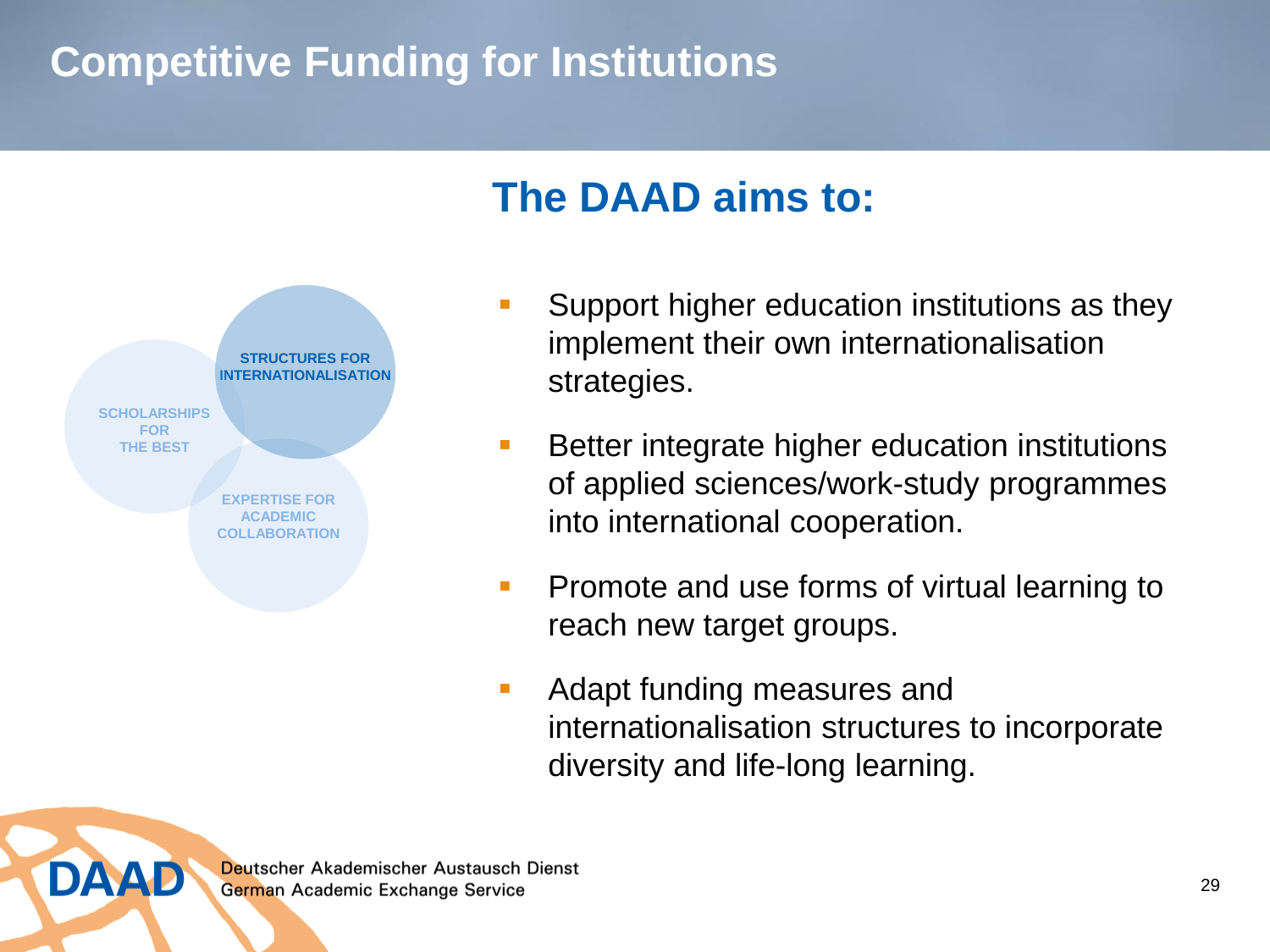# Competitive Funding for Institutions

STRUCTURES FOR INTERNATIONALISATION

SCHOLARSHIPS FOR THE BEST

EXPERTISE FOR ACADEMIC COLLABORATION

## The DAAD aims to:

- Support higher education institutions as they implement their own internationalisation strategies.
- Better integrate higher education institutions of applied sciences/work-study programmes into international cooperation.
- Promote and use forms of virtual learning to reach new target groups.
- Adapt funding measures and internationalisation structures to incorporate diversity and life-long learning.

DAAD Deutscher Akademischer Austausch Dienst
German Academic Exchange Service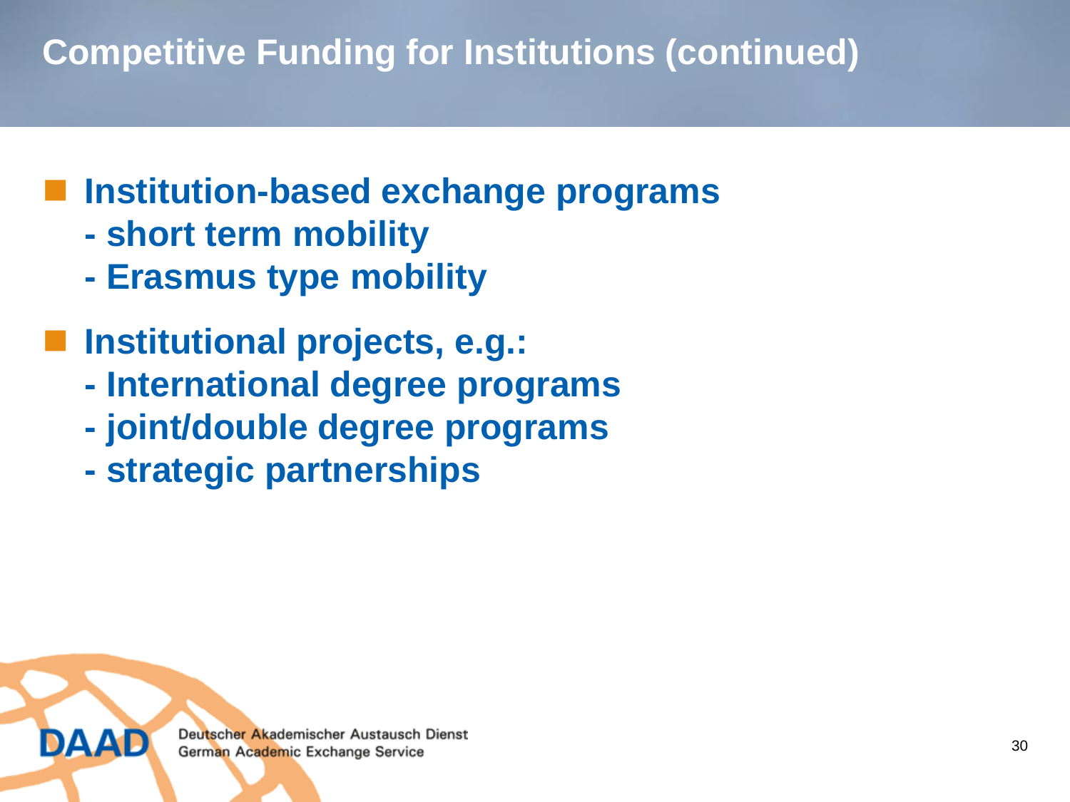# Competitive Funding for Institutions (continued)

- **Institution-based exchange programs**
  - **short term mobility**
  - **Erasmus type mobility**
- **Institutional projects, e.g.:**
  - **International degree programs**
  - **joint/double degree programs**
  - **strategic partnerships**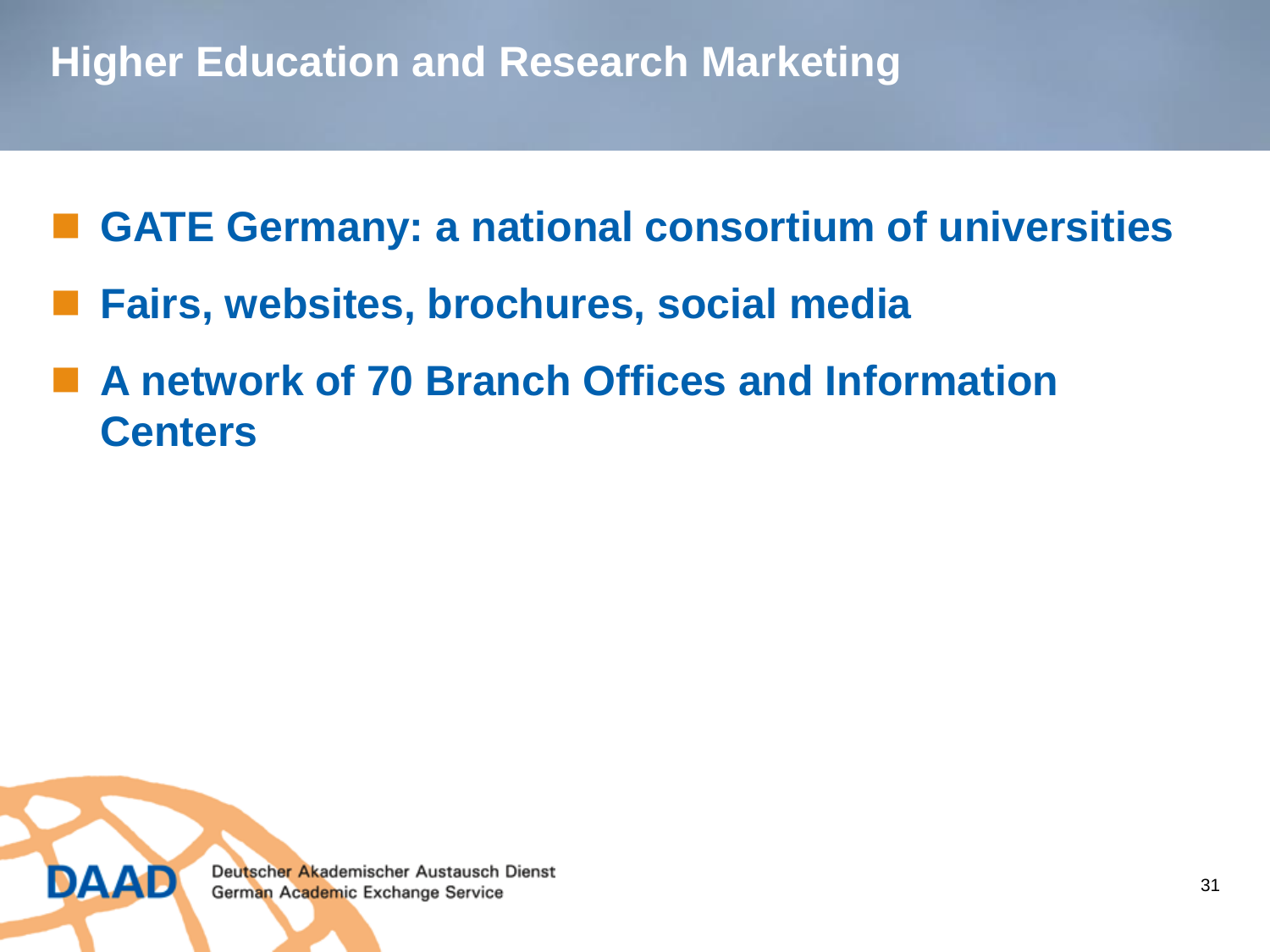# Higher Education and Research Marketing

- **GATE Germany: a national consortium of universities**
- **Fairs, websites, brochures, social media**
- **A network of 70 Branch Offices and Information Centers**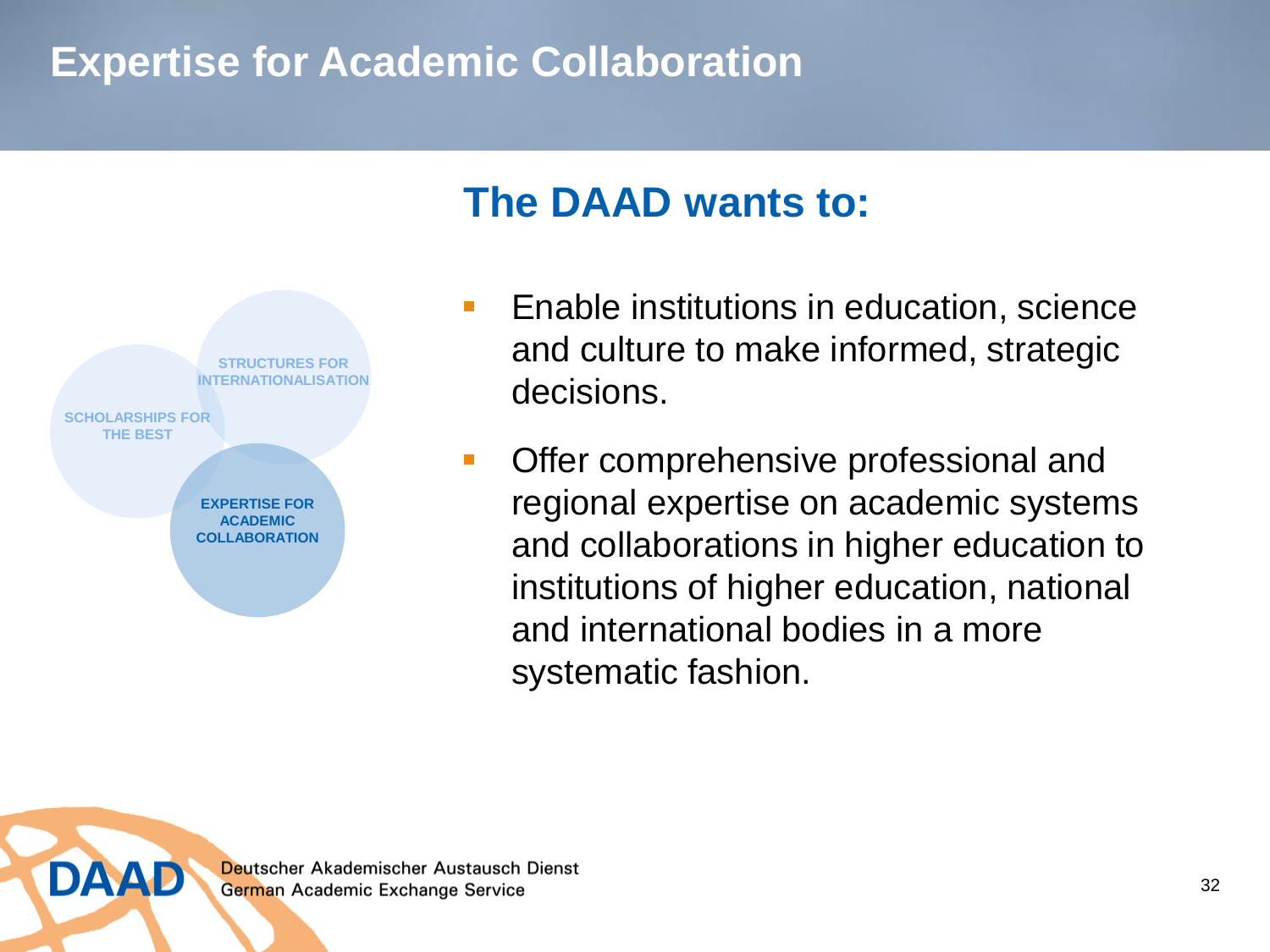# Expertise for Academic Collaboration

STRUCTURES FOR INTERNATIONALISATION

SCHOLARSHIPS FOR THE BEST

**EXPERTISE FOR ACADEMIC COLLABORATION**

## The DAAD wants to:

- Enable institutions in education, science and culture to make informed, strategic decisions.
- Offer comprehensive professional and regional expertise on academic systems and collaborations in higher education to institutions of higher education, national and international bodies in a more systematic fashion.

DAAD Deutscher Akademischer Austausch Dienst
German Academic Exchange Service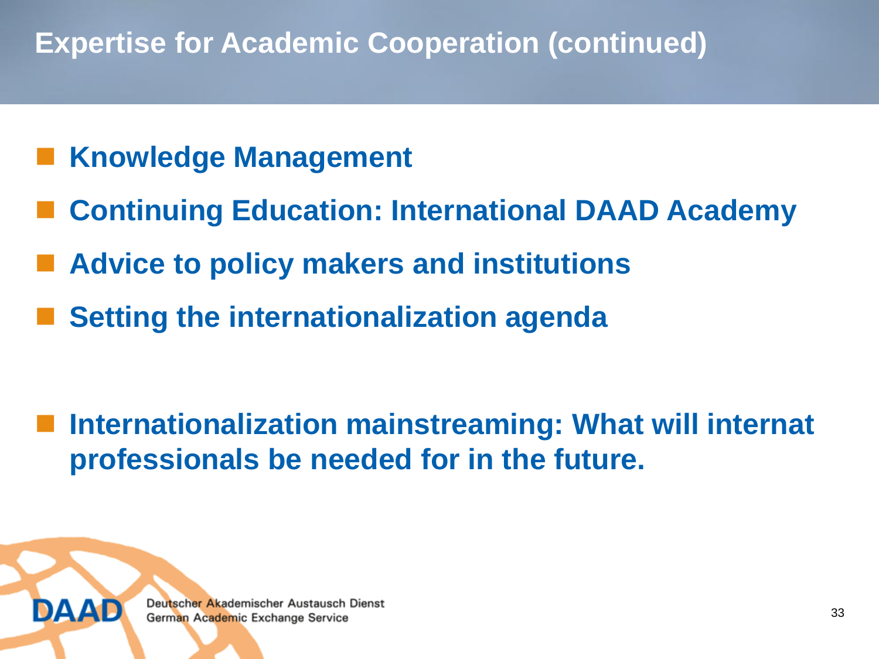# Expertise for Academic Cooperation (continued)

- **Knowledge Management**
- **Continuing Education: International DAAD Academy**
- **Advice to policy makers and institutions**
- **Setting the internationalization agenda**

- **Internationalization mainstreaming: What will internat professionals be needed for in the future.**

DAAD Deutscher Akademischer Austausch Dienst German Academic Exchange Service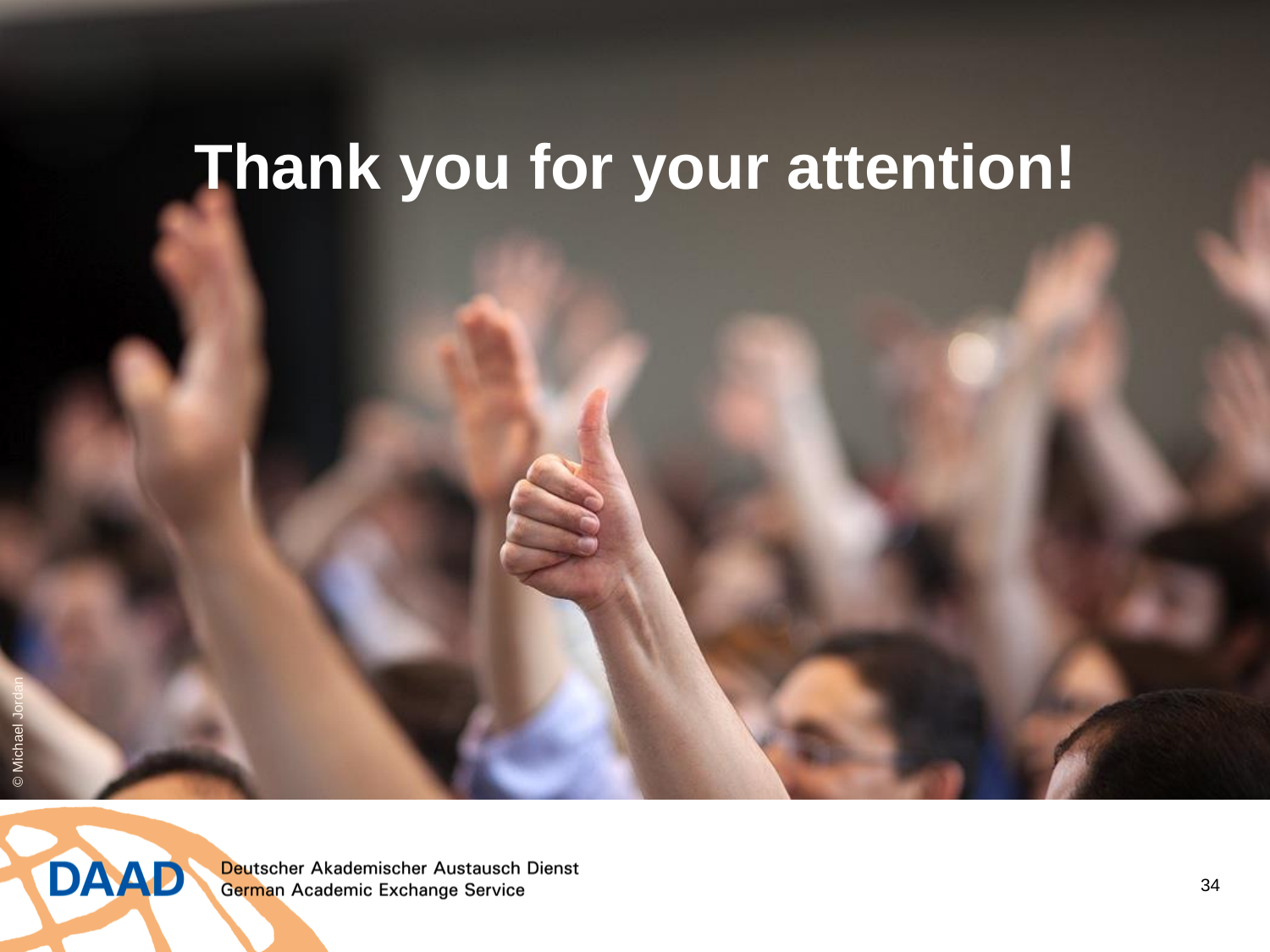# Thank you for your attention!

© Michael Jordan

DAAD

Deutscher Akademischer Austausch Dienst
German Academic Exchange Service